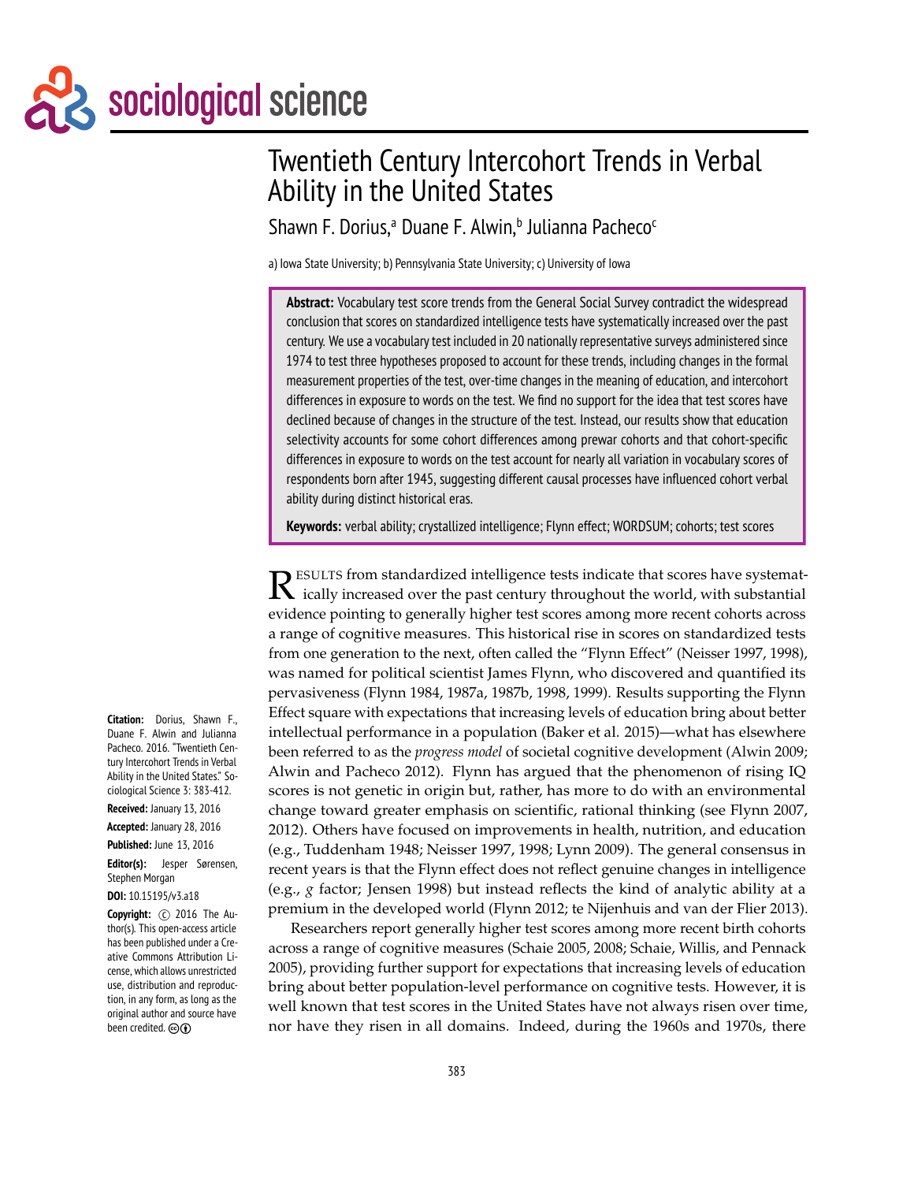sociological science

# Twentieth Century Intercohort Trends in Verbal Ability in the United States

Shawn F. Dorius,[a] Duane F. Alwin,[b] Julianna Pacheco[c]

a) Iowa State University; b) Pennsylvania State University; c) University of Iowa

**Abstract:** Vocabulary test score trends from the General Social Survey contradict the widespread conclusion that scores on standardized intelligence tests have systematically increased over the past century. We use a vocabulary test included in 20 nationally representative surveys administered since 1974 to test three hypotheses proposed to account for these trends, including changes in the formal measurement properties of the test, over-time changes in the meaning of education, and intercohort differences in exposure to words on the test. We find no support for the idea that test scores have declined because of changes in the structure of the test. Instead, our results show that education selectivity accounts for some cohort differences among prewar cohorts and that cohort-specific differences in exposure to words on the test account for nearly all variation in vocabulary scores of respondents born after 1945, suggesting different causal processes have influenced cohort verbal ability during distinct historical eras.

**Keywords:** verbal ability; crystallized intelligence; Flynn effect; WORDSUM; cohorts; test scores

**Citation:** Dorius, Shawn F., Duane F. Alwin and Julianna Pacheco. 2016. "Twentieth Century Intercohort Trends in Verbal Ability in the United States." Sociological Science 3: 383-412.

**Received:** January 13, 2016

**Accepted:** January 28, 2016

**Published:** June 13, 2016

**Editor(s):** Jesper Sørensen, Stephen Morgan

**DOI:** 10.15195/v3.a18

**Copyright:** © 2016 The Author(s). This open-access article has been published under a Creative Commons Attribution License, which allows unrestricted use, distribution and reproduction, in any form, as long as the original author and source have been credited.

Results from standardized intelligence tests indicate that scores have systematically increased over the past century throughout the world, with substantial evidence pointing to generally higher test scores among more recent cohorts across a range of cognitive measures. This historical rise in scores on standardized tests from one generation to the next, often called the "Flynn Effect" (Neisser 1997, 1998), was named for political scientist James Flynn, who discovered and quantified its pervasiveness (Flynn 1984, 1987a, 1987b, 1998, 1999). Results supporting the Flynn Effect square with expectations that increasing levels of education bring about better intellectual performance in a population (Baker et al. 2015)—what has elsewhere been referred to as the *progress model* of societal cognitive development (Alwin 2009; Alwin and Pacheco 2012). Flynn has argued that the phenomenon of rising IQ scores is not genetic in origin but, rather, has more to do with an environmental change toward greater emphasis on scientific, rational thinking (see Flynn 2007, 2012). Others have focused on improvements in health, nutrition, and education (e.g., Tuddenham 1948; Neisser 1997, 1998; Lynn 2009). The general consensus in recent years is that the Flynn effect does not reflect genuine changes in intelligence (e.g., *g* factor; Jensen 1998) but instead reflects the kind of analytic ability at a premium in the developed world (Flynn 2012; te Nijenhuis and van der Flier 2013).

Researchers report generally higher test scores among more recent birth cohorts across a range of cognitive measures (Schaie 2005, 2008; Schaie, Willis, and Pennack 2005), providing further support for expectations that increasing levels of education bring about better population-level performance on cognitive tests. However, it is well known that test scores in the United States have not always risen over time, nor have they risen in all domains. Indeed, during the 1960s and 1970s, there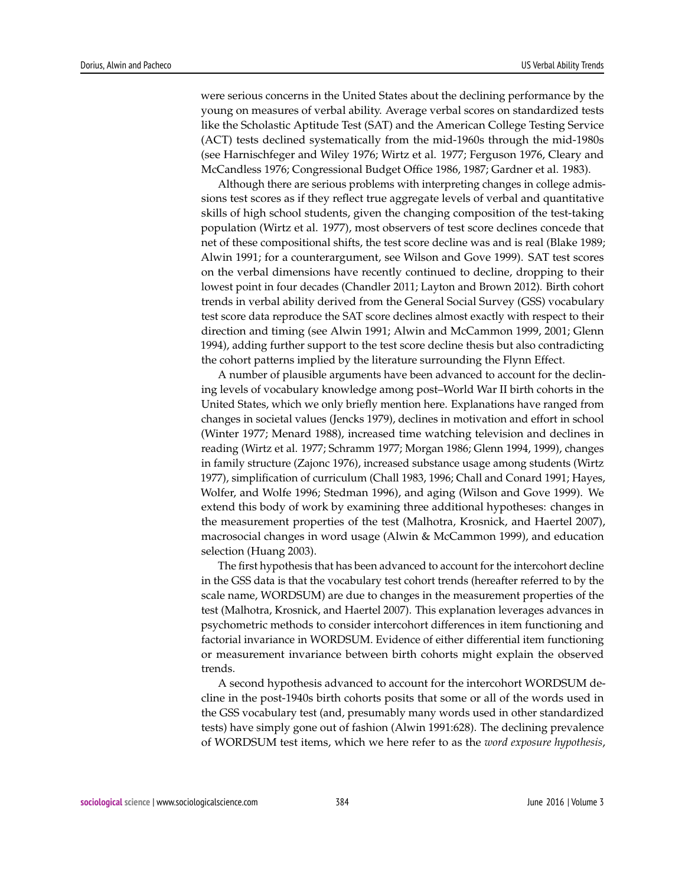were serious concerns in the United States about the declining performance by the young on measures of verbal ability. Average verbal scores on standardized tests like the Scholastic Aptitude Test (SAT) and the American College Testing Service (ACT) tests declined systematically from the mid-1960s through the mid-1980s (see Harnischfeger and Wiley 1976; Wirtz et al. 1977; Ferguson 1976, Cleary and McCandless 1976; Congressional Budget Office 1986, 1987; Gardner et al. 1983).

Although there are serious problems with interpreting changes in college admissions test scores as if they reflect true aggregate levels of verbal and quantitative skills of high school students, given the changing composition of the test-taking population (Wirtz et al. 1977), most observers of test score declines concede that net of these compositional shifts, the test score decline was and is real (Blake 1989; Alwin 1991; for a counterargument, see Wilson and Gove 1999). SAT test scores on the verbal dimensions have recently continued to decline, dropping to their lowest point in four decades (Chandler 2011; Layton and Brown 2012). Birth cohort trends in verbal ability derived from the General Social Survey (GSS) vocabulary test score data reproduce the SAT score declines almost exactly with respect to their direction and timing (see Alwin 1991; Alwin and McCammon 1999, 2001; Glenn 1994), adding further support to the test score decline thesis but also contradicting the cohort patterns implied by the literature surrounding the Flynn Effect.

A number of plausible arguments have been advanced to account for the declining levels of vocabulary knowledge among post–World War II birth cohorts in the United States, which we only briefly mention here. Explanations have ranged from changes in societal values (Jencks 1979), declines in motivation and effort in school (Winter 1977; Menard 1988), increased time watching television and declines in reading (Wirtz et al. 1977; Schramm 1977; Morgan 1986; Glenn 1994, 1999), changes in family structure (Zajonc 1976), increased substance usage among students (Wirtz 1977), simplification of curriculum (Chall 1983, 1996; Chall and Conard 1991; Hayes, Wolfer, and Wolfe 1996; Stedman 1996), and aging (Wilson and Gove 1999). We extend this body of work by examining three additional hypotheses: changes in the measurement properties of the test (Malhotra, Krosnick, and Haertel 2007), macrosocial changes in word usage (Alwin & McCammon 1999), and education selection (Huang 2003).

The first hypothesis that has been advanced to account for the intercohort decline in the GSS data is that the vocabulary test cohort trends (hereafter referred to by the scale name, WORDSUM) are due to changes in the measurement properties of the test (Malhotra, Krosnick, and Haertel 2007). This explanation leverages advances in psychometric methods to consider intercohort differences in item functioning and factorial invariance in WORDSUM. Evidence of either differential item functioning or measurement invariance between birth cohorts might explain the observed trends.

A second hypothesis advanced to account for the intercohort WORDSUM decline in the post-1940s birth cohorts posits that some or all of the words used in the GSS vocabulary test (and, presumably many words used in other standardized tests) have simply gone out of fashion (Alwin 1991:628). The declining prevalence of WORDSUM test items, which we here refer to as the *word exposure hypothesis*,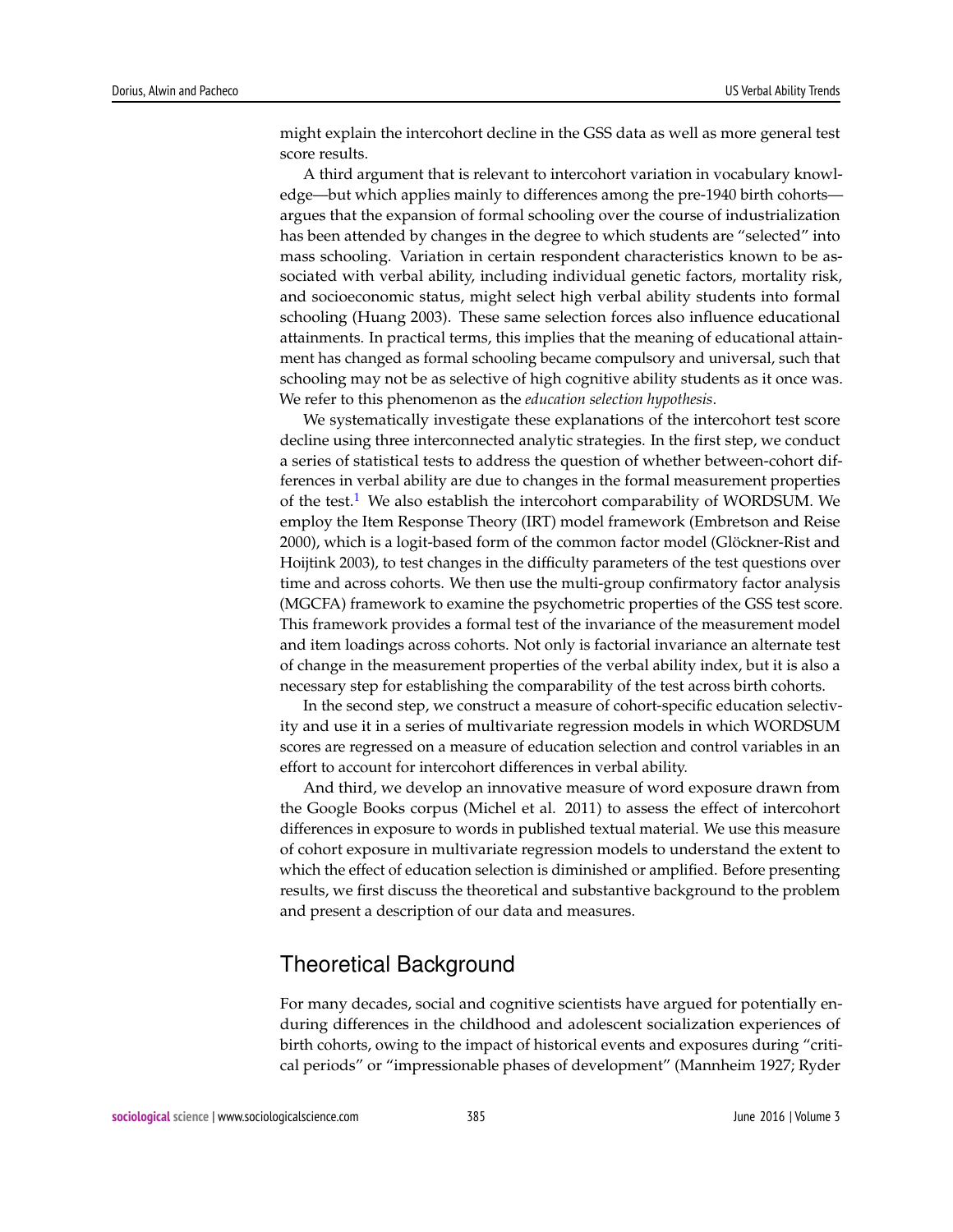might explain the intercohort decline in the GSS data as well as more general test score results.

A third argument that is relevant to intercohort variation in vocabulary knowledge—but which applies mainly to differences among the pre-1940 birth cohorts—argues that the expansion of formal schooling over the course of industrialization has been attended by changes in the degree to which students are "selected" into mass schooling. Variation in certain respondent characteristics known to be associated with verbal ability, including individual genetic factors, mortality risk, and socioeconomic status, might select high verbal ability students into formal schooling (Huang 2003). These same selection forces also influence educational attainments. In practical terms, this implies that the meaning of educational attainment has changed as formal schooling became compulsory and universal, such that schooling may not be as selective of high cognitive ability students as it once was. We refer to this phenomenon as the *education selection hypothesis*.

We systematically investigate these explanations of the intercohort test score decline using three interconnected analytic strategies. In the first step, we conduct a series of statistical tests to address the question of whether between-cohort differences in verbal ability are due to changes in the formal measurement properties of the test.[1] We also establish the intercohort comparability of WORDSUM. We employ the Item Response Theory (IRT) model framework (Embretson and Reise 2000), which is a logit-based form of the common factor model (Glöckner-Rist and Hoijtink 2003), to test changes in the difficulty parameters of the test questions over time and across cohorts. We then use the multi-group confirmatory factor analysis (MGCFA) framework to examine the psychometric properties of the GSS test score. This framework provides a formal test of the invariance of the measurement model and item loadings across cohorts. Not only is factorial invariance an alternate test of change in the measurement properties of the verbal ability index, but it is also a necessary step for establishing the comparability of the test across birth cohorts.

In the second step, we construct a measure of cohort-specific education selectivity and use it in a series of multivariate regression models in which WORDSUM scores are regressed on a measure of education selection and control variables in an effort to account for intercohort differences in verbal ability.

And third, we develop an innovative measure of word exposure drawn from the Google Books corpus (Michel et al. 2011) to assess the effect of intercohort differences in exposure to words in published textual material. We use this measure of cohort exposure in multivariate regression models to understand the extent to which the effect of education selection is diminished or amplified. Before presenting results, we first discuss the theoretical and substantive background to the problem and present a description of our data and measures.

## Theoretical Background

For many decades, social and cognitive scientists have argued for potentially enduring differences in the childhood and adolescent socialization experiences of birth cohorts, owing to the impact of historical events and exposures during "critical periods" or "impressionable phases of development" (Mannheim 1927; Ryder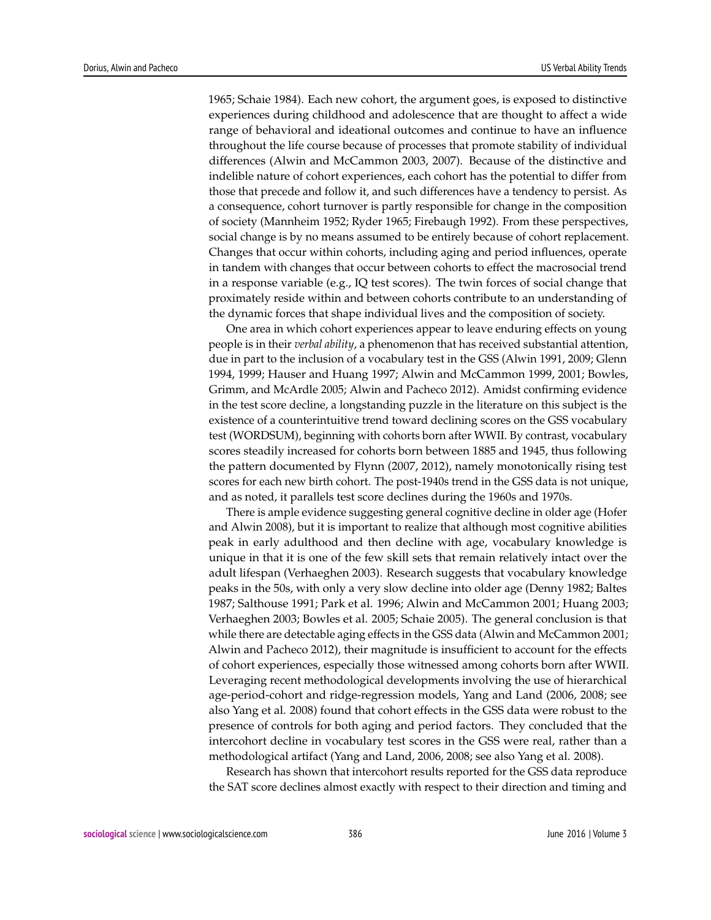1965; Schaie 1984). Each new cohort, the argument goes, is exposed to distinctive experiences during childhood and adolescence that are thought to affect a wide range of behavioral and ideational outcomes and continue to have an influence throughout the life course because of processes that promote stability of individual differences (Alwin and McCammon 2003, 2007). Because of the distinctive and indelible nature of cohort experiences, each cohort has the potential to differ from those that precede and follow it, and such differences have a tendency to persist. As a consequence, cohort turnover is partly responsible for change in the composition of society (Mannheim 1952; Ryder 1965; Firebaugh 1992). From these perspectives, social change is by no means assumed to be entirely because of cohort replacement. Changes that occur within cohorts, including aging and period influences, operate in tandem with changes that occur between cohorts to effect the macrosocial trend in a response variable (e.g., IQ test scores). The twin forces of social change that proximately reside within and between cohorts contribute to an understanding of the dynamic forces that shape individual lives and the composition of society.

One area in which cohort experiences appear to leave enduring effects on young people is in their *verbal ability*, a phenomenon that has received substantial attention, due in part to the inclusion of a vocabulary test in the GSS (Alwin 1991, 2009; Glenn 1994, 1999; Hauser and Huang 1997; Alwin and McCammon 1999, 2001; Bowles, Grimm, and McArdle 2005; Alwin and Pacheco 2012). Amidst confirming evidence in the test score decline, a longstanding puzzle in the literature on this subject is the existence of a counterintuitive trend toward declining scores on the GSS vocabulary test (WORDSUM), beginning with cohorts born after WWII. By contrast, vocabulary scores steadily increased for cohorts born between 1885 and 1945, thus following the pattern documented by Flynn (2007, 2012), namely monotonically rising test scores for each new birth cohort. The post-1940s trend in the GSS data is not unique, and as noted, it parallels test score declines during the 1960s and 1970s.

There is ample evidence suggesting general cognitive decline in older age (Hofer and Alwin 2008), but it is important to realize that although most cognitive abilities peak in early adulthood and then decline with age, vocabulary knowledge is unique in that it is one of the few skill sets that remain relatively intact over the adult lifespan (Verhaeghen 2003). Research suggests that vocabulary knowledge peaks in the 50s, with only a very slow decline into older age (Denny 1982; Baltes 1987; Salthouse 1991; Park et al. 1996; Alwin and McCammon 2001; Huang 2003; Verhaeghen 2003; Bowles et al. 2005; Schaie 2005). The general conclusion is that while there are detectable aging effects in the GSS data (Alwin and McCammon 2001; Alwin and Pacheco 2012), their magnitude is insufficient to account for the effects of cohort experiences, especially those witnessed among cohorts born after WWII. Leveraging recent methodological developments involving the use of hierarchical age-period-cohort and ridge-regression models, Yang and Land (2006, 2008; see also Yang et al. 2008) found that cohort effects in the GSS data were robust to the presence of controls for both aging and period factors. They concluded that the intercohort decline in vocabulary test scores in the GSS were real, rather than a methodological artifact (Yang and Land, 2006, 2008; see also Yang et al. 2008).

Research has shown that intercohort results reported for the GSS data reproduce the SAT score declines almost exactly with respect to their direction and timing and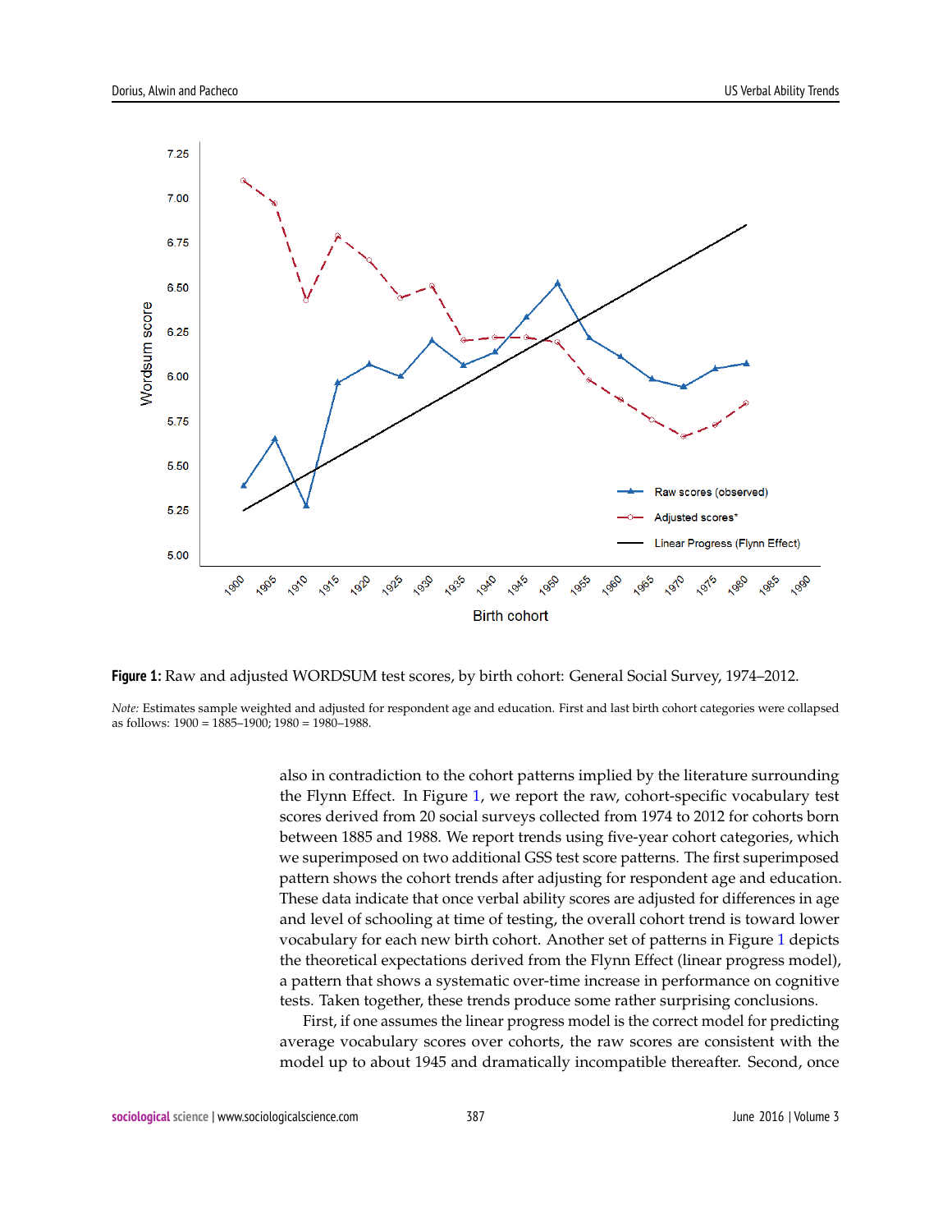**Figure 1:** Raw and adjusted WORDSUM test scores, by birth cohort: General Social Survey, 1974–2012.

*Note:* Estimates sample weighted and adjusted for respondent age and education. First and last birth cohort categories were collapsed as follows: 1900 = 1885–1900; 1980 = 1980–1988.

also in contradiction to the cohort patterns implied by the literature surrounding the Flynn Effect. In Figure 1, we report the raw, cohort-specific vocabulary test scores derived from 20 social surveys collected from 1974 to 2012 for cohorts born between 1885 and 1988. We report trends using five-year cohort categories, which we superimposed on two additional GSS test score patterns. The first superimposed pattern shows the cohort trends after adjusting for respondent age and education. These data indicate that once verbal ability scores are adjusted for differences in age and level of schooling at time of testing, the overall cohort trend is toward lower vocabulary for each new birth cohort. Another set of patterns in Figure 1 depicts the theoretical expectations derived from the Flynn Effect (linear progress model), a pattern that shows a systematic over-time increase in performance on cognitive tests. Taken together, these trends produce some rather surprising conclusions.

First, if one assumes the linear progress model is the correct model for predicting average vocabulary scores over cohorts, the raw scores are consistent with the model up to about 1945 and dramatically incompatible thereafter. Second, once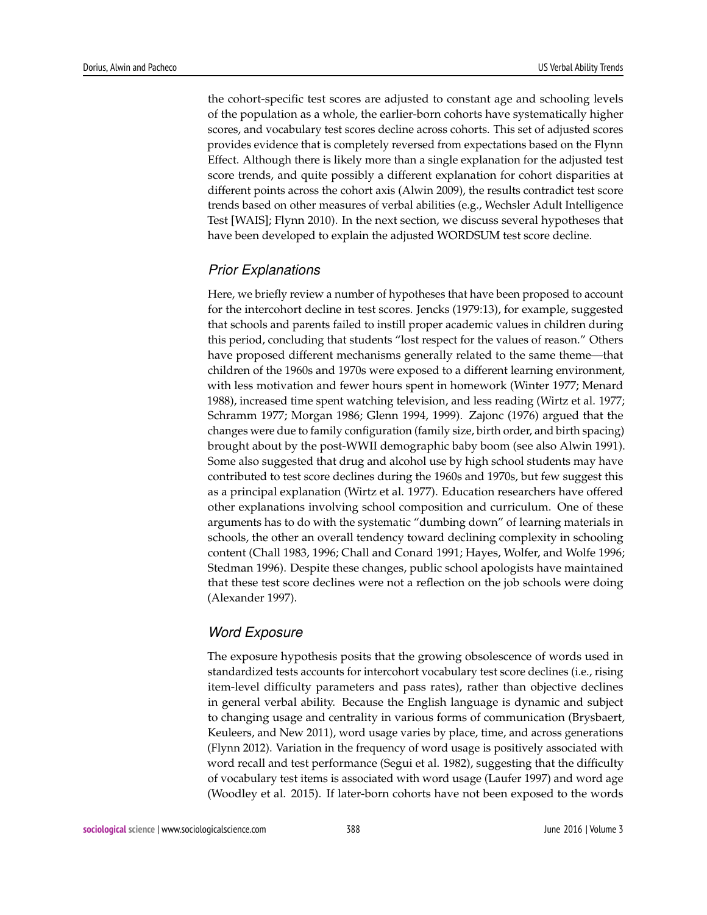the cohort-specific test scores are adjusted to constant age and schooling levels of the population as a whole, the earlier-born cohorts have systematically higher scores, and vocabulary test scores decline across cohorts. This set of adjusted scores provides evidence that is completely reversed from expectations based on the Flynn Effect. Although there is likely more than a single explanation for the adjusted test score trends, and quite possibly a different explanation for cohort disparities at different points across the cohort axis (Alwin 2009), the results contradict test score trends based on other measures of verbal abilities (e.g., Wechsler Adult Intelligence Test [WAIS]; Flynn 2010). In the next section, we discuss several hypotheses that have been developed to explain the adjusted WORDSUM test score decline.

### *Prior Explanations*

Here, we briefly review a number of hypotheses that have been proposed to account for the intercohort decline in test scores. Jencks (1979:13), for example, suggested that schools and parents failed to instill proper academic values in children during this period, concluding that students "lost respect for the values of reason." Others have proposed different mechanisms generally related to the same theme—that children of the 1960s and 1970s were exposed to a different learning environment, with less motivation and fewer hours spent in homework (Winter 1977; Menard 1988), increased time spent watching television, and less reading (Wirtz et al. 1977; Schramm 1977; Morgan 1986; Glenn 1994, 1999). Zajonc (1976) argued that the changes were due to family configuration (family size, birth order, and birth spacing) brought about by the post-WWII demographic baby boom (see also Alwin 1991). Some also suggested that drug and alcohol use by high school students may have contributed to test score declines during the 1960s and 1970s, but few suggest this as a principal explanation (Wirtz et al. 1977). Education researchers have offered other explanations involving school composition and curriculum. One of these arguments has to do with the systematic "dumbing down" of learning materials in schools, the other an overall tendency toward declining complexity in schooling content (Chall 1983, 1996; Chall and Conard 1991; Hayes, Wolfer, and Wolfe 1996; Stedman 1996). Despite these changes, public school apologists have maintained that these test score declines were not a reflection on the job schools were doing (Alexander 1997).

### *Word Exposure*

The exposure hypothesis posits that the growing obsolescence of words used in standardized tests accounts for intercohort vocabulary test score declines (i.e., rising item-level difficulty parameters and pass rates), rather than objective declines in general verbal ability. Because the English language is dynamic and subject to changing usage and centrality in various forms of communication (Brysbaert, Keuleers, and New 2011), word usage varies by place, time, and across generations (Flynn 2012). Variation in the frequency of word usage is positively associated with word recall and test performance (Segui et al. 1982), suggesting that the difficulty of vocabulary test items is associated with word usage (Laufer 1997) and word age (Woodley et al. 2015). If later-born cohorts have not been exposed to the words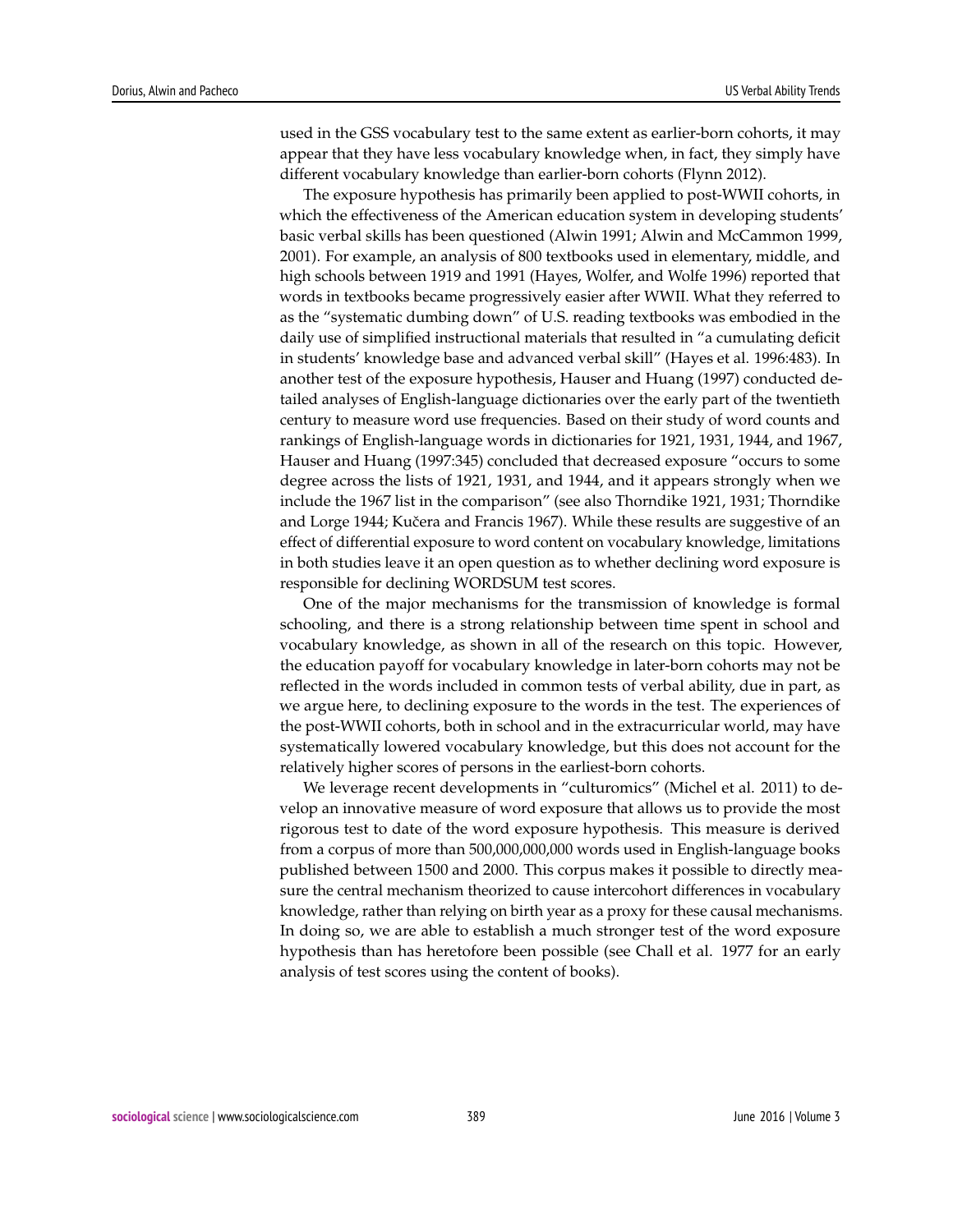used in the GSS vocabulary test to the same extent as earlier-born cohorts, it may appear that they have less vocabulary knowledge when, in fact, they simply have different vocabulary knowledge than earlier-born cohorts (Flynn 2012).

The exposure hypothesis has primarily been applied to post-WWII cohorts, in which the effectiveness of the American education system in developing students' basic verbal skills has been questioned (Alwin 1991; Alwin and McCammon 1999, 2001). For example, an analysis of 800 textbooks used in elementary, middle, and high schools between 1919 and 1991 (Hayes, Wolfer, and Wolfe 1996) reported that words in textbooks became progressively easier after WWII. What they referred to as the "systematic dumbing down" of U.S. reading textbooks was embodied in the daily use of simplified instructional materials that resulted in "a cumulating deficit in students' knowledge base and advanced verbal skill" (Hayes et al. 1996:483). In another test of the exposure hypothesis, Hauser and Huang (1997) conducted detailed analyses of English-language dictionaries over the early part of the twentieth century to measure word use frequencies. Based on their study of word counts and rankings of English-language words in dictionaries for 1921, 1931, 1944, and 1967, Hauser and Huang (1997:345) concluded that decreased exposure "occurs to some degree across the lists of 1921, 1931, and 1944, and it appears strongly when we include the 1967 list in the comparison" (see also Thorndike 1921, 1931; Thorndike and Lorge 1944; Kučera and Francis 1967). While these results are suggestive of an effect of differential exposure to word content on vocabulary knowledge, limitations in both studies leave it an open question as to whether declining word exposure is responsible for declining WORDSUM test scores.

One of the major mechanisms for the transmission of knowledge is formal schooling, and there is a strong relationship between time spent in school and vocabulary knowledge, as shown in all of the research on this topic. However, the education payoff for vocabulary knowledge in later-born cohorts may not be reflected in the words included in common tests of verbal ability, due in part, as we argue here, to declining exposure to the words in the test. The experiences of the post-WWII cohorts, both in school and in the extracurricular world, may have systematically lowered vocabulary knowledge, but this does not account for the relatively higher scores of persons in the earliest-born cohorts.

We leverage recent developments in "culturomics" (Michel et al. 2011) to develop an innovative measure of word exposure that allows us to provide the most rigorous test to date of the word exposure hypothesis. This measure is derived from a corpus of more than 500,000,000,000 words used in English-language books published between 1500 and 2000. This corpus makes it possible to directly measure the central mechanism theorized to cause intercohort differences in vocabulary knowledge, rather than relying on birth year as a proxy for these causal mechanisms. In doing so, we are able to establish a much stronger test of the word exposure hypothesis than has heretofore been possible (see Chall et al. 1977 for an early analysis of test scores using the content of books).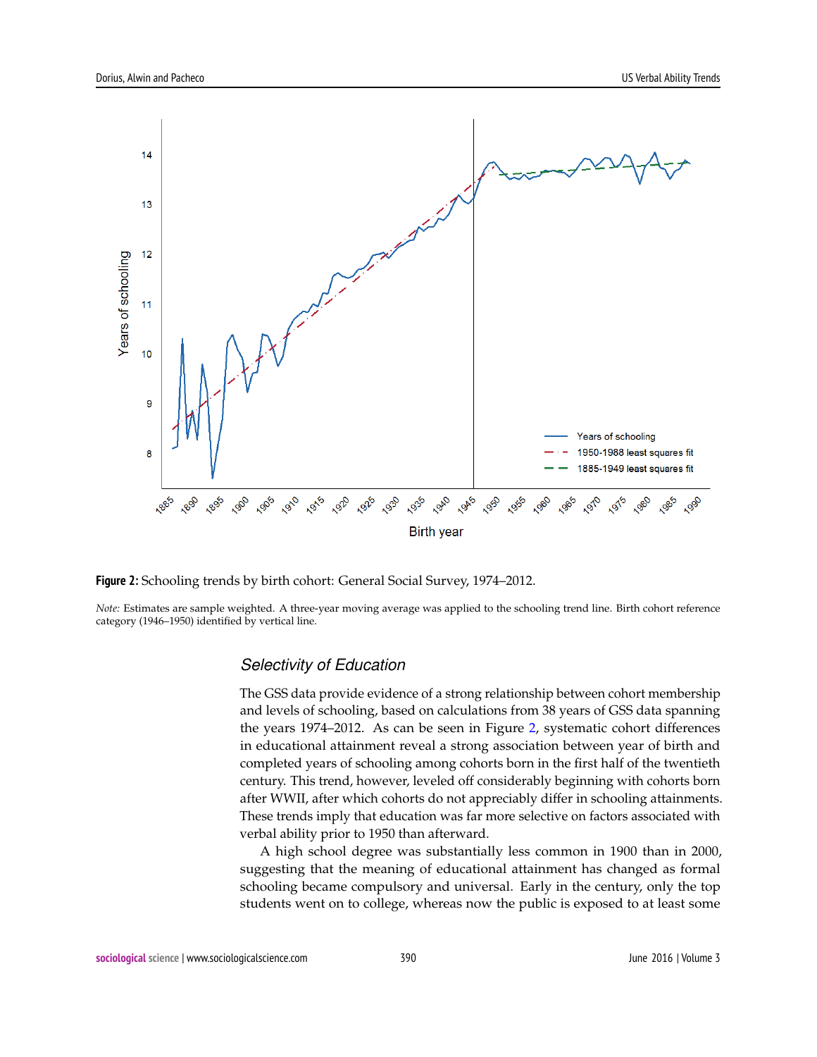**Figure 2:** Schooling trends by birth cohort: General Social Survey, 1974–2012.

*Note:* Estimates are sample weighted. A three-year moving average was applied to the schooling trend line. Birth cohort reference category (1946–1950) identified by vertical line.

### *Selectivity of Education*

The GSS data provide evidence of a strong relationship between cohort membership and levels of schooling, based on calculations from 38 years of GSS data spanning the years 1974–2012. As can be seen in Figure 2, systematic cohort differences in educational attainment reveal a strong association between year of birth and completed years of schooling among cohorts born in the first half of the twentieth century. This trend, however, leveled off considerably beginning with cohorts born after WWII, after which cohorts do not appreciably differ in schooling attainments. These trends imply that education was far more selective on factors associated with verbal ability prior to 1950 than afterward.

A high school degree was substantially less common in 1900 than in 2000, suggesting that the meaning of educational attainment has changed as formal schooling became compulsory and universal. Early in the century, only the top students went on to college, whereas now the public is exposed to at least some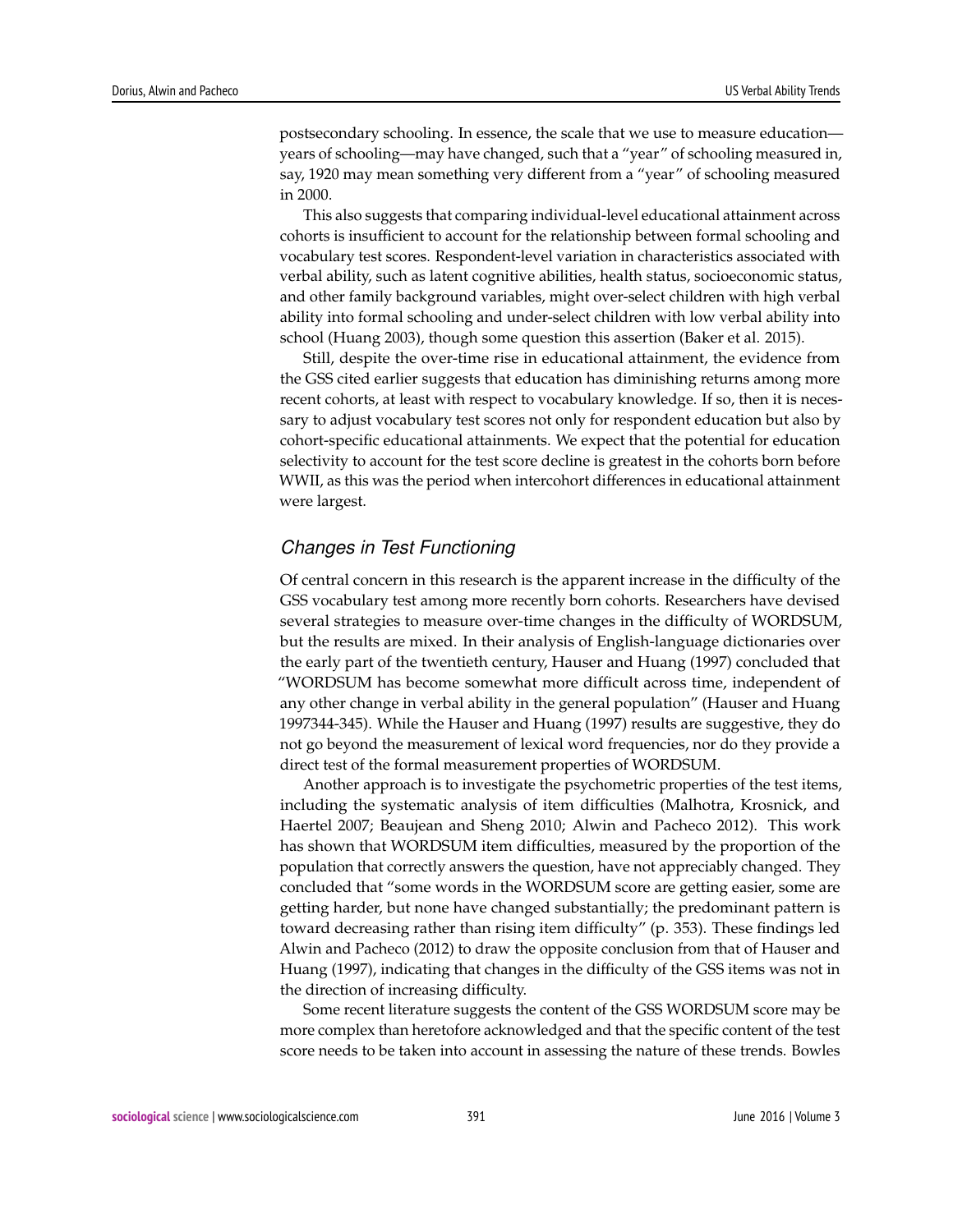postsecondary schooling. In essence, the scale that we use to measure education—years of schooling—may have changed, such that a "year" of schooling measured in, say, 1920 may mean something very different from a "year" of schooling measured in 2000.

This also suggests that comparing individual-level educational attainment across cohorts is insufficient to account for the relationship between formal schooling and vocabulary test scores. Respondent-level variation in characteristics associated with verbal ability, such as latent cognitive abilities, health status, socioeconomic status, and other family background variables, might over-select children with high verbal ability into formal schooling and under-select children with low verbal ability into school (Huang 2003), though some question this assertion (Baker et al. 2015).

Still, despite the over-time rise in educational attainment, the evidence from the GSS cited earlier suggests that education has diminishing returns among more recent cohorts, at least with respect to vocabulary knowledge. If so, then it is necessary to adjust vocabulary test scores not only for respondent education but also by cohort-specific educational attainments. We expect that the potential for education selectivity to account for the test score decline is greatest in the cohorts born before WWII, as this was the period when intercohort differences in educational attainment were largest.

### *Changes in Test Functioning*

Of central concern in this research is the apparent increase in the difficulty of the GSS vocabulary test among more recently born cohorts. Researchers have devised several strategies to measure over-time changes in the difficulty of WORDSUM, but the results are mixed. In their analysis of English-language dictionaries over the early part of the twentieth century, Hauser and Huang (1997) concluded that "WORDSUM has become somewhat more difficult across time, independent of any other change in verbal ability in the general population" (Hauser and Huang 1997344-345). While the Hauser and Huang (1997) results are suggestive, they do not go beyond the measurement of lexical word frequencies, nor do they provide a direct test of the formal measurement properties of WORDSUM.

Another approach is to investigate the psychometric properties of the test items, including the systematic analysis of item difficulties (Malhotra, Krosnick, and Haertel 2007; Beaujean and Sheng 2010; Alwin and Pacheco 2012). This work has shown that WORDSUM item difficulties, measured by the proportion of the population that correctly answers the question, have not appreciably changed. They concluded that "some words in the WORDSUM score are getting easier, some are getting harder, but none have changed substantially; the predominant pattern is toward decreasing rather than rising item difficulty" (p. 353). These findings led Alwin and Pacheco (2012) to draw the opposite conclusion from that of Hauser and Huang (1997), indicating that changes in the difficulty of the GSS items was not in the direction of increasing difficulty.

Some recent literature suggests the content of the GSS WORDSUM score may be more complex than heretofore acknowledged and that the specific content of the test score needs to be taken into account in assessing the nature of these trends. Bowles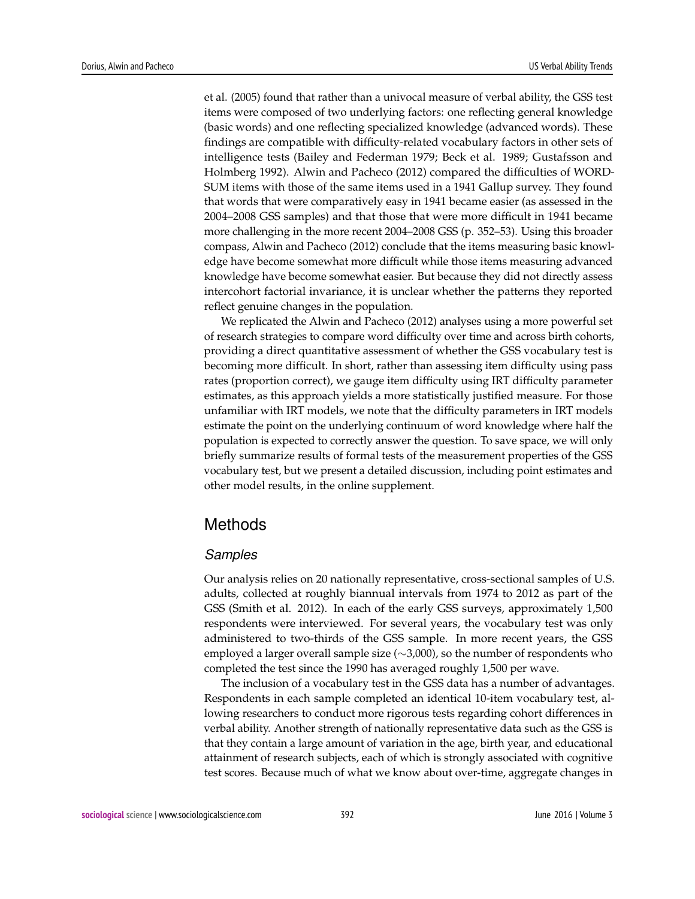et al. (2005) found that rather than a univocal measure of verbal ability, the GSS test items were composed of two underlying factors: one reflecting general knowledge (basic words) and one reflecting specialized knowledge (advanced words). These findings are compatible with difficulty-related vocabulary factors in other sets of intelligence tests (Bailey and Federman 1979; Beck et al. 1989; Gustafsson and Holmberg 1992). Alwin and Pacheco (2012) compared the difficulties of WORDSUM items with those of the same items used in a 1941 Gallup survey. They found that words that were comparatively easy in 1941 became easier (as assessed in the 2004–2008 GSS samples) and that those that were more difficult in 1941 became more challenging in the more recent 2004–2008 GSS (p. 352–53). Using this broader compass, Alwin and Pacheco (2012) conclude that the items measuring basic knowledge have become somewhat more difficult while those items measuring advanced knowledge have become somewhat easier. But because they did not directly assess intercohort factorial invariance, it is unclear whether the patterns they reported reflect genuine changes in the population.

We replicated the Alwin and Pacheco (2012) analyses using a more powerful set of research strategies to compare word difficulty over time and across birth cohorts, providing a direct quantitative assessment of whether the GSS vocabulary test is becoming more difficult. In short, rather than assessing item difficulty using pass rates (proportion correct), we gauge item difficulty using IRT difficulty parameter estimates, as this approach yields a more statistically justified measure. For those unfamiliar with IRT models, we note that the difficulty parameters in IRT models estimate the point on the underlying continuum of word knowledge where half the population is expected to correctly answer the question. To save space, we will only briefly summarize results of formal tests of the measurement properties of the GSS vocabulary test, but we present a detailed discussion, including point estimates and other model results, in the online supplement.

# Methods

## *Samples*

Our analysis relies on 20 nationally representative, cross-sectional samples of U.S. adults, collected at roughly biannual intervals from 1974 to 2012 as part of the GSS (Smith et al. 2012). In each of the early GSS surveys, approximately 1,500 respondents were interviewed. For several years, the vocabulary test was only administered to two-thirds of the GSS sample. In more recent years, the GSS employed a larger overall sample size ($\sim$3,000), so the number of respondents who completed the test since the 1990 has averaged roughly 1,500 per wave.

The inclusion of a vocabulary test in the GSS data has a number of advantages. Respondents in each sample completed an identical 10-item vocabulary test, allowing researchers to conduct more rigorous tests regarding cohort differences in verbal ability. Another strength of nationally representative data such as the GSS is that they contain a large amount of variation in the age, birth year, and educational attainment of research subjects, each of which is strongly associated with cognitive test scores. Because much of what we know about over-time, aggregate changes in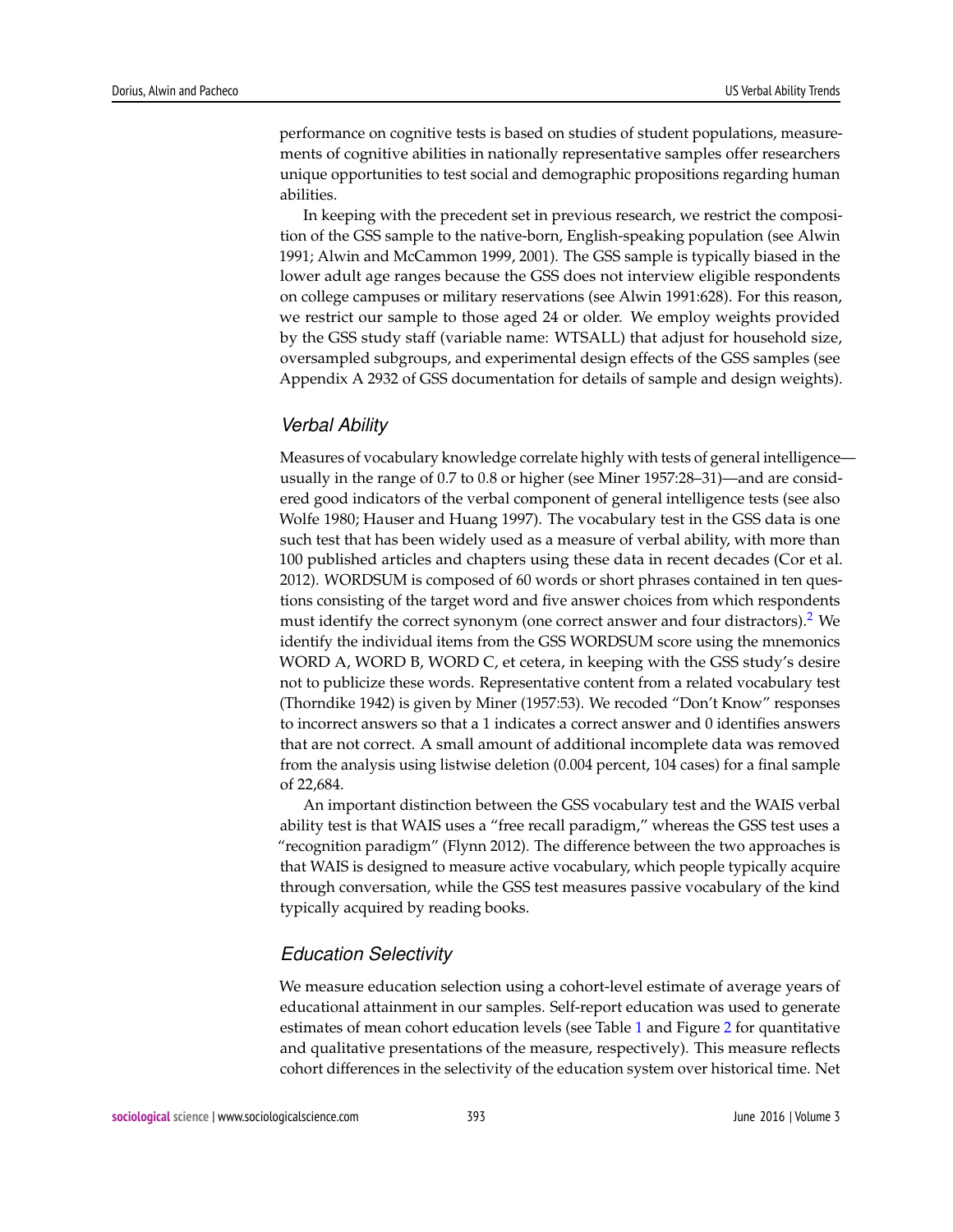performance on cognitive tests is based on studies of student populations, measurements of cognitive abilities in nationally representative samples offer researchers unique opportunities to test social and demographic propositions regarding human abilities.

In keeping with the precedent set in previous research, we restrict the composition of the GSS sample to the native-born, English-speaking population (see Alwin 1991; Alwin and McCammon 1999, 2001). The GSS sample is typically biased in the lower adult age ranges because the GSS does not interview eligible respondents on college campuses or military reservations (see Alwin 1991:628). For this reason, we restrict our sample to those aged 24 or older. We employ weights provided by the GSS study staff (variable name: WTSALL) that adjust for household size, oversampled subgroups, and experimental design effects of the GSS samples (see Appendix A 2932 of GSS documentation for details of sample and design weights).

## *Verbal Ability*

Measures of vocabulary knowledge correlate highly with tests of general intelligence—usually in the range of 0.7 to 0.8 or higher (see Miner 1957:28–31)—and are considered good indicators of the verbal component of general intelligence tests (see also Wolfe 1980; Hauser and Huang 1997). The vocabulary test in the GSS data is one such test that has been widely used as a measure of verbal ability, with more than 100 published articles and chapters using these data in recent decades (Cor et al. 2012). WORDSUM is composed of 60 words or short phrases contained in ten questions consisting of the target word and five answer choices from which respondents must identify the correct synonym (one correct answer and four distractors).[2] We identify the individual items from the GSS WORDSUM score using the mnemonics WORD A, WORD B, WORD C, et cetera, in keeping with the GSS study's desire not to publicize these words. Representative content from a related vocabulary test (Thorndike 1942) is given by Miner (1957:53). We recoded "Don't Know" responses to incorrect answers so that a 1 indicates a correct answer and 0 identifies answers that are not correct. A small amount of additional incomplete data was removed from the analysis using listwise deletion (0.004 percent, 104 cases) for a final sample of 22,684.

An important distinction between the GSS vocabulary test and the WAIS verbal ability test is that WAIS uses a "free recall paradigm," whereas the GSS test uses a "recognition paradigm" (Flynn 2012). The difference between the two approaches is that WAIS is designed to measure active vocabulary, which people typically acquire through conversation, while the GSS test measures passive vocabulary of the kind typically acquired by reading books.

## *Education Selectivity*

We measure education selection using a cohort-level estimate of average years of educational attainment in our samples. Self-report education was used to generate estimates of mean cohort education levels (see Table 1 and Figure 2 for quantitative and qualitative presentations of the measure, respectively). This measure reflects cohort differences in the selectivity of the education system over historical time. Net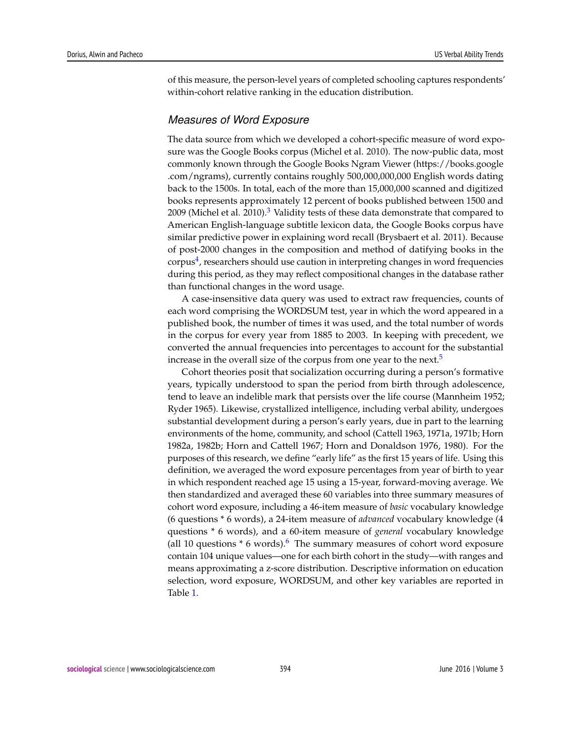of this measure, the person-level years of completed schooling captures respondents' within-cohort relative ranking in the education distribution.

### *Measures of Word Exposure*

The data source from which we developed a cohort-specific measure of word exposure was the Google Books corpus (Michel et al. 2010). The now-public data, most commonly known through the Google Books Ngram Viewer (https://books.google.com/ngrams), currently contains roughly 500,000,000,000 English words dating back to the 1500s. In total, each of the more than 15,000,000 scanned and digitized books represents approximately 12 percent of books published between 1500 and 2009 (Michel et al. 2010).[3] Validity tests of these data demonstrate that compared to American English-language subtitle lexicon data, the Google Books corpus have similar predictive power in explaining word recall (Brysbaert et al. 2011). Because of post-2000 changes in the composition and method of datifying books in the corpus[4], researchers should use caution in interpreting changes in word frequencies during this period, as they may reflect compositional changes in the database rather than functional changes in the word usage.

A case-insensitive data query was used to extract raw frequencies, counts of each word comprising the WORDSUM test, year in which the word appeared in a published book, the number of times it was used, and the total number of words in the corpus for every year from 1885 to 2003. In keeping with precedent, we converted the annual frequencies into percentages to account for the substantial increase in the overall size of the corpus from one year to the next.[5]

Cohort theories posit that socialization occurring during a person's formative years, typically understood to span the period from birth through adolescence, tend to leave an indelible mark that persists over the life course (Mannheim 1952; Ryder 1965). Likewise, crystallized intelligence, including verbal ability, undergoes substantial development during a person's early years, due in part to the learning environments of the home, community, and school (Cattell 1963, 1971a, 1971b; Horn 1982a, 1982b; Horn and Cattell 1967; Horn and Donaldson 1976, 1980). For the purposes of this research, we define "early life" as the first 15 years of life. Using this definition, we averaged the word exposure percentages from year of birth to year in which respondent reached age 15 using a 15-year, forward-moving average. We then standardized and averaged these 60 variables into three summary measures of cohort word exposure, including a 46-item measure of *basic* vocabulary knowledge (6 questions * 6 words), a 24-item measure of *advanced* vocabulary knowledge (4 questions * 6 words), and a 60-item measure of *general* vocabulary knowledge (all 10 questions * 6 words).[6] The summary measures of cohort word exposure contain 104 unique values—one for each birth cohort in the study—with ranges and means approximating a z-score distribution. Descriptive information on education selection, word exposure, WORDSUM, and other key variables are reported in Table 1.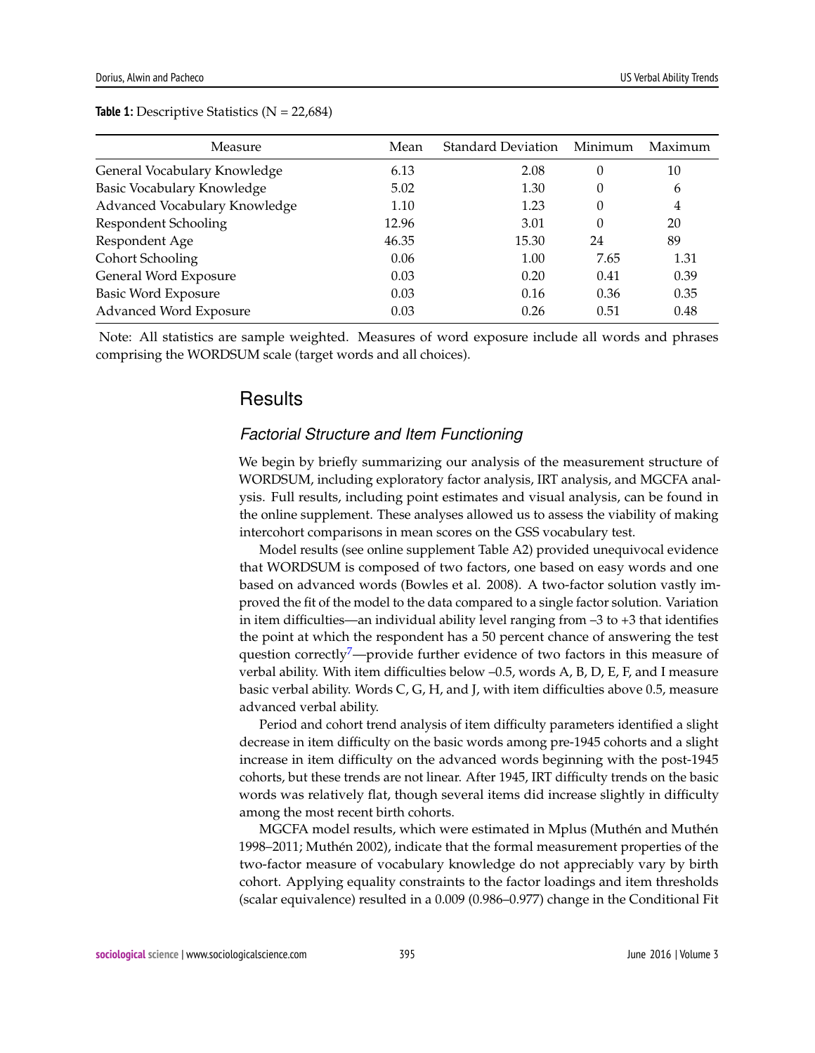**Table 1:** Descriptive Statistics (N = 22,684)

| Measure | Mean | Standard Deviation | Minimum | Maximum |
|---|---|---|---|---|
| General Vocabulary Knowledge | 6.13 | 2.08 | 0 | 10 |
| Basic Vocabulary Knowledge | 5.02 | 1.30 | 0 | 6 |
| Advanced Vocabulary Knowledge | 1.10 | 1.23 | 0 | 4 |
| Respondent Schooling | 12.96 | 3.01 | 0 | 20 |
| Respondent Age | 46.35 | 15.30 | 24 | 89 |
| Cohort Schooling | 0.06 | 1.00 | 7.65 | 1.31 |
| General Word Exposure | 0.03 | 0.20 | 0.41 | 0.39 |
| Basic Word Exposure | 0.03 | 0.16 | 0.36 | 0.35 |
| Advanced Word Exposure | 0.03 | 0.26 | 0.51 | 0.48 |

Note: All statistics are sample weighted. Measures of word exposure include all words and phrases comprising the WORDSUM scale (target words and all choices).

## Results

### *Factorial Structure and Item Functioning*

We begin by briefly summarizing our analysis of the measurement structure of WORDSUM, including exploratory factor analysis, IRT analysis, and MGCFA analysis. Full results, including point estimates and visual analysis, can be found in the online supplement. These analyses allowed us to assess the viability of making intercohort comparisons in mean scores on the GSS vocabulary test.

Model results (see online supplement Table A2) provided unequivocal evidence that WORDSUM is composed of two factors, one based on easy words and one based on advanced words (Bowles et al. 2008). A two-factor solution vastly improved the fit of the model to the data compared to a single factor solution. Variation in item difficulties—an individual ability level ranging from –3 to +3 that identifies the point at which the respondent has a 50 percent chance of answering the test question correctly[7]—provide further evidence of two factors in this measure of verbal ability. With item difficulties below –0.5, words A, B, D, E, F, and I measure basic verbal ability. Words C, G, H, and J, with item difficulties above 0.5, measure advanced verbal ability.

Period and cohort trend analysis of item difficulty parameters identified a slight decrease in item difficulty on the basic words among pre-1945 cohorts and a slight increase in item difficulty on the advanced words beginning with the post-1945 cohorts, but these trends are not linear. After 1945, IRT difficulty trends on the basic words was relatively flat, though several items did increase slightly in difficulty among the most recent birth cohorts.

MGCFA model results, which were estimated in Mplus (Muthén and Muthén 1998–2011; Muthén 2002), indicate that the formal measurement properties of the two-factor measure of vocabulary knowledge do not appreciably vary by birth cohort. Applying equality constraints to the factor loadings and item thresholds (scalar equivalence) resulted in a 0.009 (0.986–0.977) change in the Conditional Fit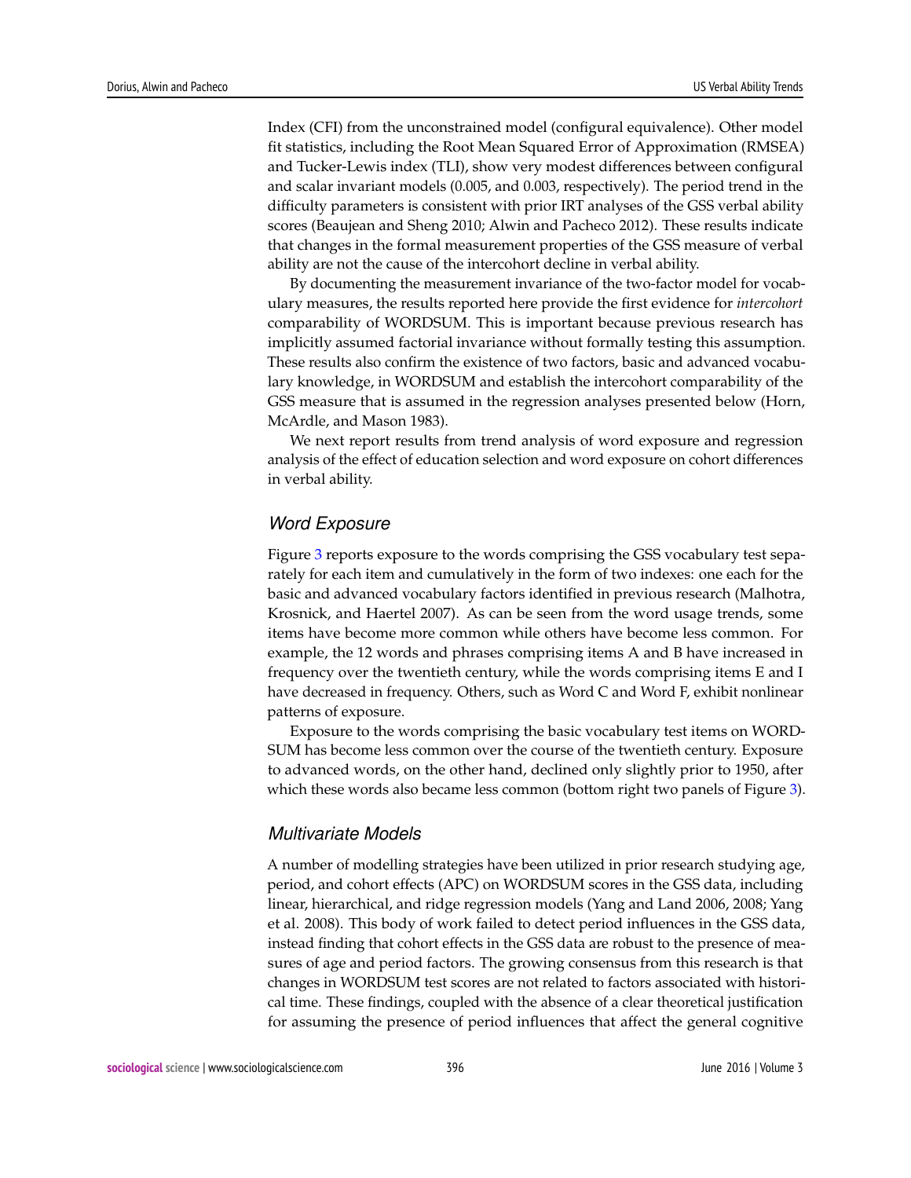Index (CFI) from the unconstrained model (configural equivalence). Other model fit statistics, including the Root Mean Squared Error of Approximation (RMSEA) and Tucker-Lewis index (TLI), show very modest differences between configural and scalar invariant models (0.005, and 0.003, respectively). The period trend in the difficulty parameters is consistent with prior IRT analyses of the GSS verbal ability scores (Beaujean and Sheng 2010; Alwin and Pacheco 2012). These results indicate that changes in the formal measurement properties of the GSS measure of verbal ability are not the cause of the intercohort decline in verbal ability.

By documenting the measurement invariance of the two-factor model for vocabulary measures, the results reported here provide the first evidence for *intercohort* comparability of WORDSUM. This is important because previous research has implicitly assumed factorial invariance without formally testing this assumption. These results also confirm the existence of two factors, basic and advanced vocabulary knowledge, in WORDSUM and establish the intercohort comparability of the GSS measure that is assumed in the regression analyses presented below (Horn, McArdle, and Mason 1983).

We next report results from trend analysis of word exposure and regression analysis of the effect of education selection and word exposure on cohort differences in verbal ability.

### Word Exposure

Figure 3 reports exposure to the words comprising the GSS vocabulary test separately for each item and cumulatively in the form of two indexes: one each for the basic and advanced vocabulary factors identified in previous research (Malhotra, Krosnick, and Haertel 2007). As can be seen from the word usage trends, some items have become more common while others have become less common. For example, the 12 words and phrases comprising items A and B have increased in frequency over the twentieth century, while the words comprising items E and I have decreased in frequency. Others, such as Word C and Word F, exhibit nonlinear patterns of exposure.

Exposure to the words comprising the basic vocabulary test items on WORDSUM has become less common over the course of the twentieth century. Exposure to advanced words, on the other hand, declined only slightly prior to 1950, after which these words also became less common (bottom right two panels of Figure 3).

### Multivariate Models

A number of modelling strategies have been utilized in prior research studying age, period, and cohort effects (APC) on WORDSUM scores in the GSS data, including linear, hierarchical, and ridge regression models (Yang and Land 2006, 2008; Yang et al. 2008). This body of work failed to detect period influences in the GSS data, instead finding that cohort effects in the GSS data are robust to the presence of measures of age and period factors. The growing consensus from this research is that changes in WORDSUM test scores are not related to factors associated with historical time. These findings, coupled with the absence of a clear theoretical justification for assuming the presence of period influences that affect the general cognitive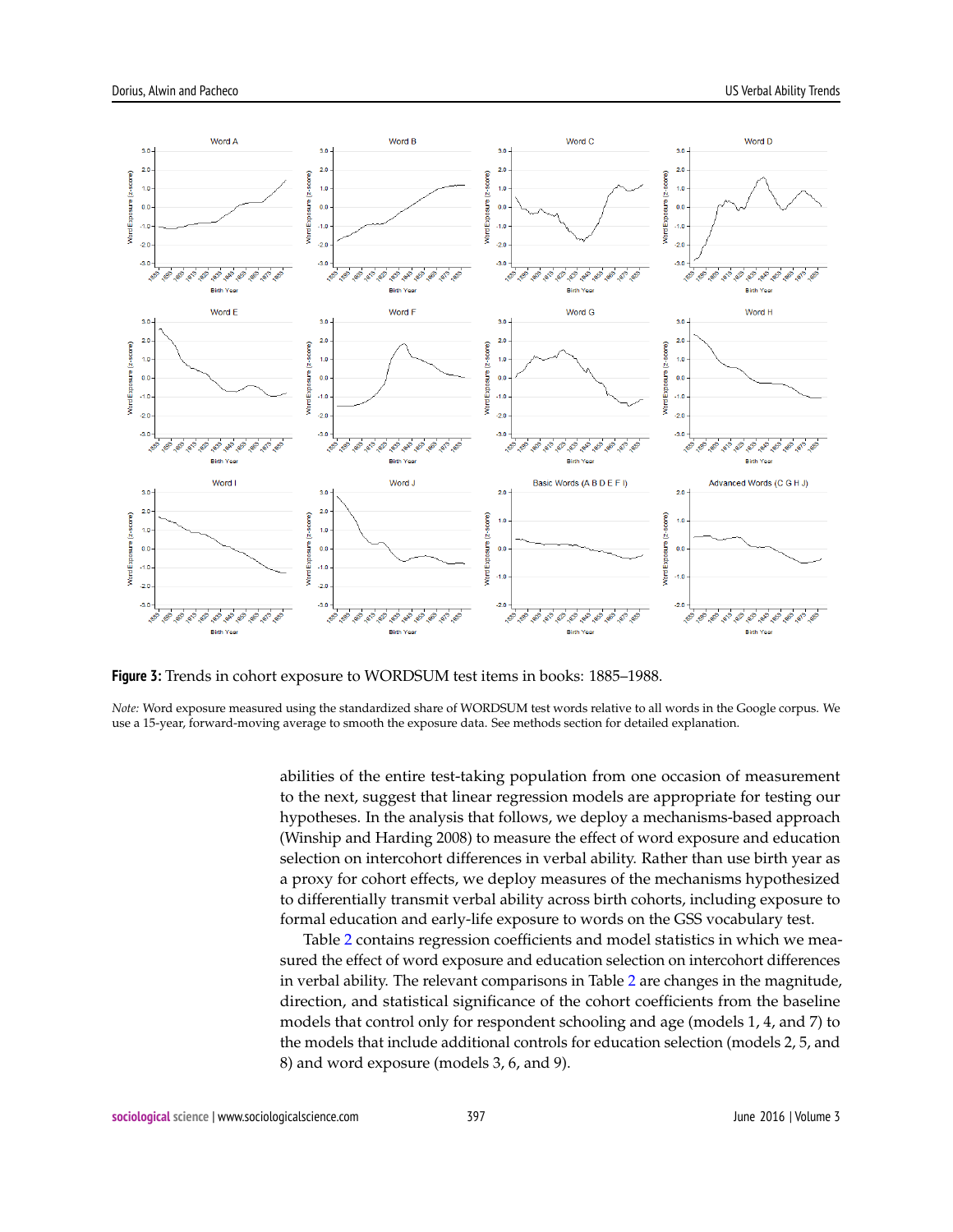**Figure 3:** Trends in cohort exposure to WORDSUM test items in books: 1885–1988.

*Note:* Word exposure measured using the standardized share of WORDSUM test words relative to all words in the Google corpus. We use a 15-year, forward-moving average to smooth the exposure data. See methods section for detailed explanation.

abilities of the entire test-taking population from one occasion of measurement to the next, suggest that linear regression models are appropriate for testing our hypotheses. In the analysis that follows, we deploy a mechanisms-based approach (Winship and Harding 2008) to measure the effect of word exposure and education selection on intercohort differences in verbal ability. Rather than use birth year as a proxy for cohort effects, we deploy measures of the mechanisms hypothesized to differentially transmit verbal ability across birth cohorts, including exposure to formal education and early-life exposure to words on the GSS vocabulary test.

Table 2 contains regression coefficients and model statistics in which we measured the effect of word exposure and education selection on intercohort differences in verbal ability. The relevant comparisons in Table 2 are changes in the magnitude, direction, and statistical significance of the cohort coefficients from the baseline models that control only for respondent schooling and age (models 1, 4, and 7) to the models that include additional controls for education selection (models 2, 5, and 8) and word exposure (models 3, 6, and 9).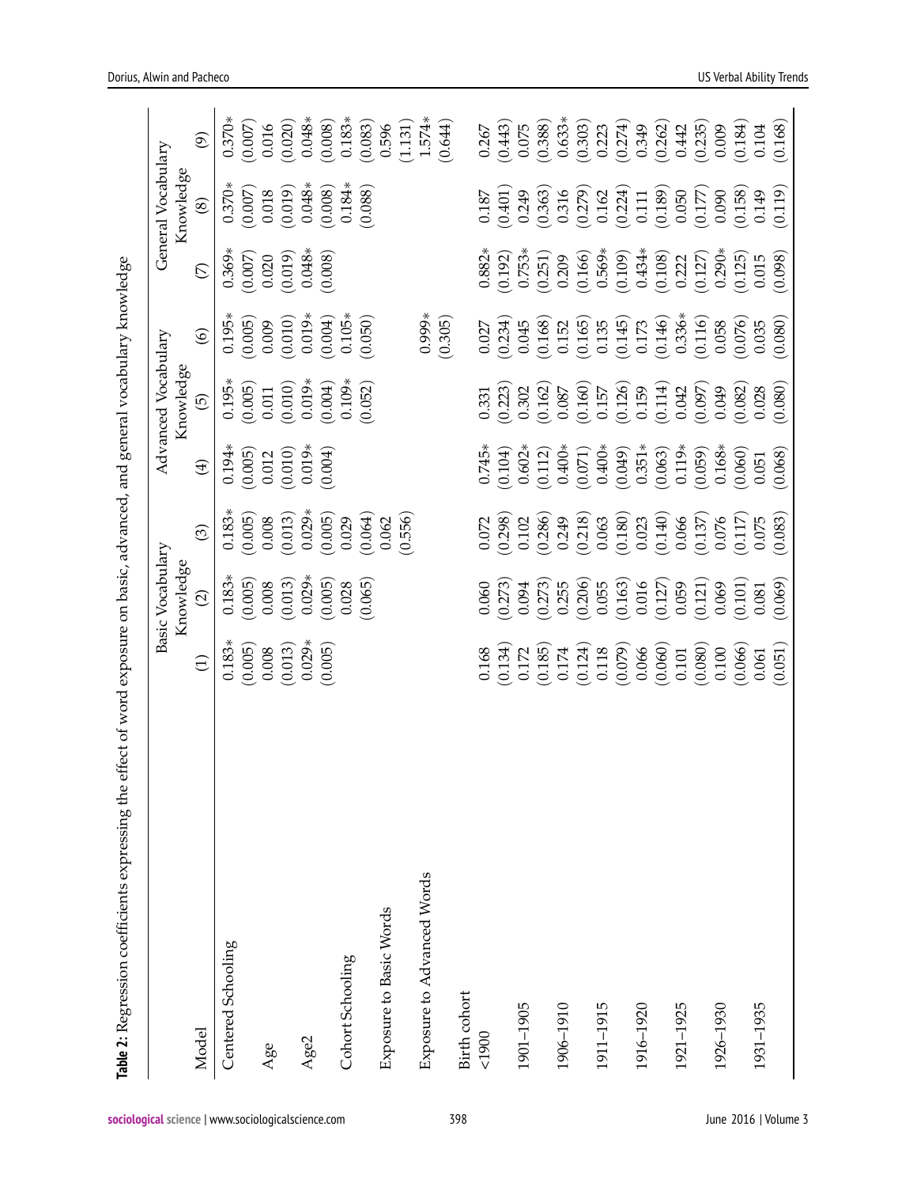**Table 2:** Regression coefficients expressing the effect of word exposure on basic, advanced, and general vocabulary knowledge

| Model | Basic Vocabulary Knowledge (1) | Basic Vocabulary Knowledge (2) | Basic Vocabulary Knowledge (3) | Advanced Vocabulary Knowledge (4) | Advanced Vocabulary Knowledge (5) | Advanced Vocabulary Knowledge (6) | General Vocabulary Knowledge (7) | General Vocabulary Knowledge (8) | General Vocabulary Knowledge (9) |
|---|---|---|---|---|---|---|---|---|---|
| Centered Schooling | 0.183* | 0.183* | 0.183* | 0.194* | 0.195* | 0.195* | 0.369* | 0.370* | 0.370* |
| | (0.005) | (0.005) | (0.005) | (0.005) | (0.005) | (0.005) | (0.007) | (0.007) | (0.007) |
| Age | 0.008 | 0.008 | 0.008 | 0.012 | 0.011 | 0.009 | 0.020 | 0.018 | 0.016 |
| | (0.013) | (0.013) | (0.013) | (0.010) | (0.010) | (0.010) | (0.019) | (0.019) | (0.020) |
| Age2 | 0.029* | 0.029* | 0.029* | 0.019* | 0.019* | 0.019* | 0.048* | 0.048* | 0.048* |
| | (0.005) | (0.005) | (0.005) | (0.004) | (0.004) | (0.004) | (0.008) | (0.008) | (0.008) |
| Cohort Schooling | | 0.028 | 0.029 | | 0.109* | 0.105* | | 0.184* | 0.183* |
| | | (0.065) | (0.064) | | (0.052) | (0.050) | | (0.088) | (0.083) |
| Exposure to Basic Words | | | 0.062 | | | | | | 0.596 |
| | | | (0.556) | | | | | | (1.131) |
| Exposure to Advanced Words | | | | | | 0.999* | | | 1.574* |
| | | | | | | (0.305) | | | (0.644) |
| Birth cohort | | | | | | | | | |
| <1900 | 0.168 | 0.060 | 0.072 | 0.745* | 0.331 | 0.027 | 0.882* | 0.187 | 0.267 |
| | (0.134) | (0.273) | (0.298) | (0.104) | (0.223) | (0.234) | (0.192) | (0.401) | (0.443) |
| 1901–1905 | 0.172 | 0.094 | 0.102 | 0.602* | 0.302 | 0.045 | 0.753* | 0.249 | 0.075 |
| | (0.185) | (0.273) | (0.286) | (0.112) | (0.162) | (0.168) | (0.251) | (0.363) | (0.388) |
| 1906–1910 | 0.174 | 0.255 | 0.249 | 0.400* | 0.087 | 0.152 | 0.209 | 0.316 | 0.633* |
| | (0.124) | (0.206) | (0.218) | (0.071) | (0.160) | (0.165) | (0.166) | (0.279) | (0.303) |
| 1911–1915 | 0.118 | 0.055 | 0.063 | 0.400* | 0.157 | 0.135 | 0.569* | 0.162 | 0.223 |
| | (0.079) | (0.163) | (0.180) | (0.049) | (0.126) | (0.145) | (0.109) | (0.224) | (0.274) |
| 1916–1920 | 0.066 | 0.016 | 0.023 | 0.351* | 0.159 | 0.173 | 0.434* | 0.111 | 0.349 |
| | (0.060) | (0.127) | (0.140) | (0.063) | (0.114) | (0.146) | (0.108) | (0.189) | (0.262) |
| 1921–1925 | 0.101 | 0.059 | 0.066 | 0.119* | 0.042 | 0.336* | 0.222 | 0.050 | 0.442 |
| | (0.080) | (0.121) | (0.137) | (0.059) | (0.097) | (0.116) | (0.127) | (0.177) | (0.235) |
| 1926–1930 | 0.100 | 0.069 | 0.076 | 0.168* | 0.049 | 0.058 | 0.290* | 0.090 | 0.009 |
| | (0.066) | (0.101) | (0.117) | (0.060) | (0.082) | (0.076) | (0.125) | (0.158) | (0.184) |
| 1931–1935 | 0.061 | 0.081 | 0.075 | 0.051 | 0.028 | 0.035 | 0.015 | 0.149 | 0.104 |
| | (0.051) | (0.069) | (0.083) | (0.068) | (0.080) | (0.080) | (0.098) | (0.119) | (0.168) |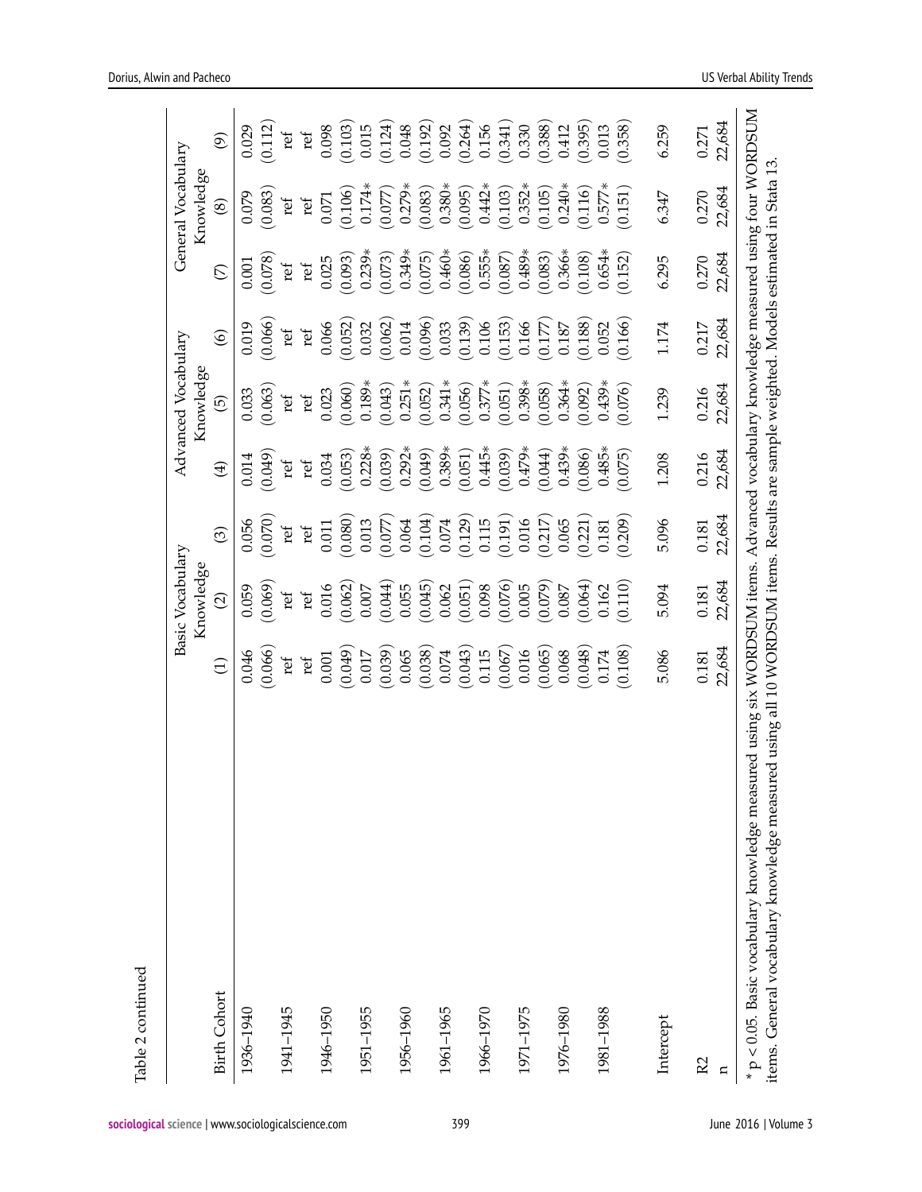Table 2 continued

| Birth Cohort | Basic Vocabulary Knowledge | | | Advanced Vocabulary Knowledge | | | General Vocabulary Knowledge | | |
|---|---|---|---|---|---|---|---|---|---|
| | (1) | (2) | (3) | (4) | (5) | (6) | (7) | (8) | (9) |
| 1936–1940 | 0.046 | 0.059 | 0.056 | 0.014 | 0.033 | 0.019 | 0.001 | 0.079 | 0.029 |
| | (0.066) | (0.069) | (0.070) | (0.049) | (0.063) | (0.066) | (0.078) | (0.083) | (0.112) |
| 1941–1945 | ref | ref | ref | ref | ref | ref | ref | ref | ref |
| | ref | ref | ref | ref | ref | ref | ref | ref | ref |
| 1946–1950 | 0.001 | 0.016 | 0.011 | 0.034 | 0.023 | 0.066 | 0.025 | 0.071 | 0.098 |
| | (0.049) | (0.062) | (0.080) | (0.053) | (0.060) | (0.052) | (0.093) | (0.106) | (0.103) |
| 1951–1955 | 0.017 | 0.007 | 0.013 | 0.228* | 0.189* | 0.032 | 0.239* | 0.174* | 0.015 |
| | (0.039) | (0.044) | (0.077) | (0.039) | (0.043) | (0.062) | (0.073) | (0.077) | (0.124) |
| 1956–1960 | 0.065 | 0.055 | 0.064 | 0.292* | 0.251* | 0.014 | 0.349* | 0.279* | 0.048 |
| | (0.038) | (0.045) | (0.104) | (0.049) | (0.052) | (0.096) | (0.075) | (0.083) | (0.192) |
| 1961–1965 | 0.074 | 0.062 | 0.074 | 0.389* | 0.341* | 0.033 | 0.460* | 0.380* | 0.092 |
| | (0.043) | (0.051) | (0.129) | (0.051) | (0.056) | (0.139) | (0.086) | (0.095) | (0.264) |
| 1966–1970 | 0.115 | 0.098 | 0.115 | 0.445* | 0.377* | 0.106 | 0.555* | 0.442* | 0.156 |
| | (0.067) | (0.076) | (0.191) | (0.039) | (0.051) | (0.153) | (0.087) | (0.103) | (0.341) |
| 1971–1975 | 0.016 | 0.005 | 0.016 | 0.479* | 0.398* | 0.166 | 0.489* | 0.352* | 0.330 |
| | (0.065) | (0.079) | (0.217) | (0.044) | (0.058) | (0.177) | (0.083) | (0.105) | (0.388) |
| 1976–1980 | 0.068 | 0.087 | 0.065 | 0.439* | 0.364* | 0.187 | 0.366* | 0.240* | 0.412 |
| | (0.048) | (0.064) | (0.221) | (0.086) | (0.092) | (0.188) | (0.108) | (0.116) | (0.395) |
| 1981–1988 | 0.174 | 0.162 | 0.181 | 0.485* | 0.439* | 0.052 | 0.654* | 0.577* | 0.013 |
| | (0.108) | (0.110) | (0.209) | (0.075) | (0.076) | (0.166) | (0.152) | (0.151) | (0.358) |
| Intercept | 5.086 | 5.094 | 5.096 | 1.208 | 1.239 | 1.174 | 6.295 | 6.347 | 6.259 |
| R2 | 0.181 | 0.181 | 0.181 | 0.216 | 0.216 | 0.217 | 0.270 | 0.270 | 0.271 |
| n | 22,684 | 22,684 | 22,684 | 22,684 | 22,684 | 22,684 | 22,684 | 22,684 | 22,684 |

* $p < 0.05$. Basic vocabulary knowledge measured using six WORDSUM items. Advanced vocabulary knowledge measured using four WORDSUM items. General vocabulary knowledge measured using all 10 WORDSUM items. Results are sample weighted. Models estimated in Stata 13.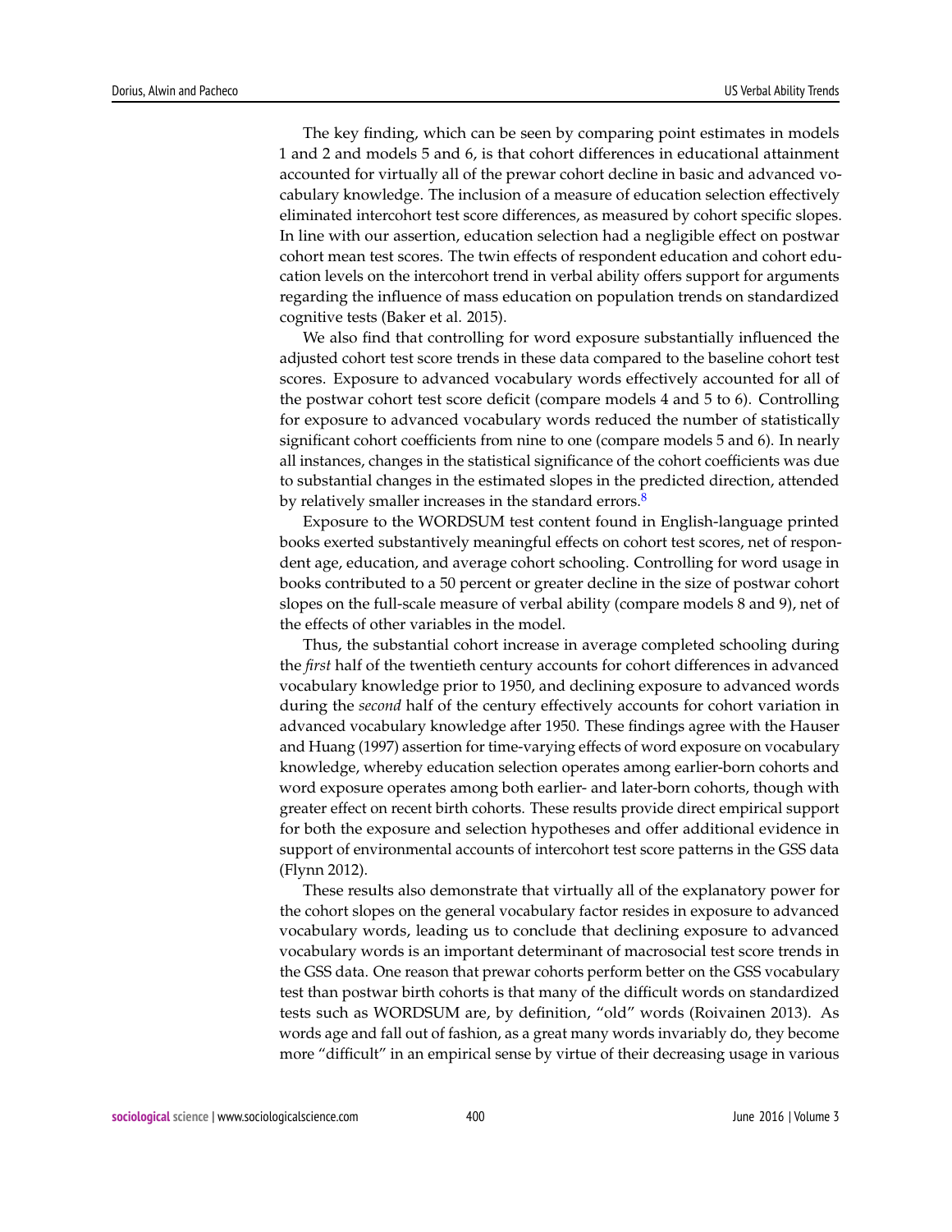The key finding, which can be seen by comparing point estimates in models 1 and 2 and models 5 and 6, is that cohort differences in educational attainment accounted for virtually all of the prewar cohort decline in basic and advanced vocabulary knowledge. The inclusion of a measure of education selection effectively eliminated intercohort test score differences, as measured by cohort specific slopes. In line with our assertion, education selection had a negligible effect on postwar cohort mean test scores. The twin effects of respondent education and cohort education levels on the intercohort trend in verbal ability offers support for arguments regarding the influence of mass education on population trends on standardized cognitive tests (Baker et al. 2015).

We also find that controlling for word exposure substantially influenced the adjusted cohort test score trends in these data compared to the baseline cohort test scores. Exposure to advanced vocabulary words effectively accounted for all of the postwar cohort test score deficit (compare models 4 and 5 to 6). Controlling for exposure to advanced vocabulary words reduced the number of statistically significant cohort coefficients from nine to one (compare models 5 and 6). In nearly all instances, changes in the statistical significance of the cohort coefficients was due to substantial changes in the estimated slopes in the predicted direction, attended by relatively smaller increases in the standard errors.[8]

Exposure to the WORDSUM test content found in English-language printed books exerted substantively meaningful effects on cohort test scores, net of respondent age, education, and average cohort schooling. Controlling for word usage in books contributed to a 50 percent or greater decline in the size of postwar cohort slopes on the full-scale measure of verbal ability (compare models 8 and 9), net of the effects of other variables in the model.

Thus, the substantial cohort increase in average completed schooling during the *first* half of the twentieth century accounts for cohort differences in advanced vocabulary knowledge prior to 1950, and declining exposure to advanced words during the *second* half of the century effectively accounts for cohort variation in advanced vocabulary knowledge after 1950. These findings agree with the Hauser and Huang (1997) assertion for time-varying effects of word exposure on vocabulary knowledge, whereby education selection operates among earlier-born cohorts and word exposure operates among both earlier- and later-born cohorts, though with greater effect on recent birth cohorts. These results provide direct empirical support for both the exposure and selection hypotheses and offer additional evidence in support of environmental accounts of intercohort test score patterns in the GSS data (Flynn 2012).

These results also demonstrate that virtually all of the explanatory power for the cohort slopes on the general vocabulary factor resides in exposure to advanced vocabulary words, leading us to conclude that declining exposure to advanced vocabulary words is an important determinant of macrosocial test score trends in the GSS data. One reason that prewar cohorts perform better on the GSS vocabulary test than postwar birth cohorts is that many of the difficult words on standardized tests such as WORDSUM are, by definition, "old" words (Roivainen 2013). As words age and fall out of fashion, as a great many words invariably do, they become more "difficult" in an empirical sense by virtue of their decreasing usage in various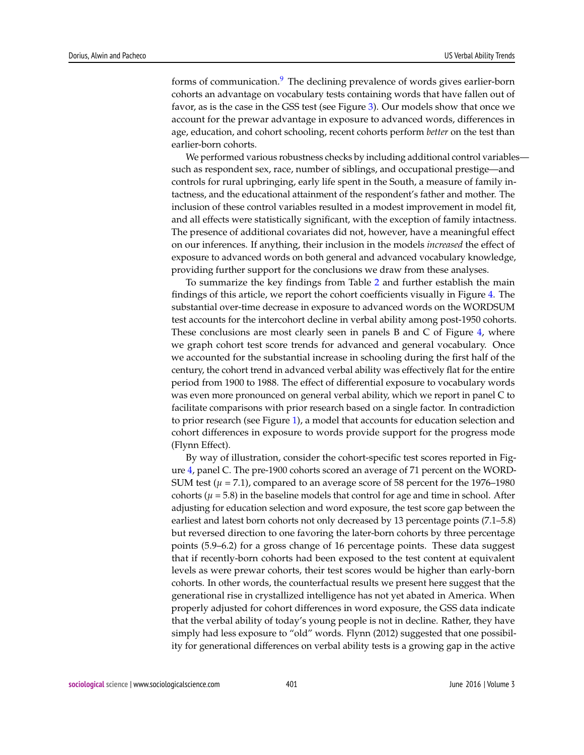forms of communication.[9] The declining prevalence of words gives earlier-born cohorts an advantage on vocabulary tests containing words that have fallen out of favor, as is the case in the GSS test (see Figure 3). Our models show that once we account for the prewar advantage in exposure to advanced words, differences in age, education, and cohort schooling, recent cohorts perform *better* on the test than earlier-born cohorts.

We performed various robustness checks by including additional control variables—such as respondent sex, race, number of siblings, and occupational prestige—and controls for rural upbringing, early life spent in the South, a measure of family intactness, and the educational attainment of the respondent's father and mother. The inclusion of these control variables resulted in a modest improvement in model fit, and all effects were statistically significant, with the exception of family intactness. The presence of additional covariates did not, however, have a meaningful effect on our inferences. If anything, their inclusion in the models *increased* the effect of exposure to advanced words on both general and advanced vocabulary knowledge, providing further support for the conclusions we draw from these analyses.

To summarize the key findings from Table 2 and further establish the main findings of this article, we report the cohort coefficients visually in Figure 4. The substantial over-time decrease in exposure to advanced words on the WORDSUM test accounts for the intercohort decline in verbal ability among post-1950 cohorts. These conclusions are most clearly seen in panels B and C of Figure 4, where we graph cohort test score trends for advanced and general vocabulary. Once we accounted for the substantial increase in schooling during the first half of the century, the cohort trend in advanced verbal ability was effectively flat for the entire period from 1900 to 1988. The effect of differential exposure to vocabulary words was even more pronounced on general verbal ability, which we report in panel C to facilitate comparisons with prior research based on a single factor. In contradiction to prior research (see Figure 1), a model that accounts for education selection and cohort differences in exposure to words provide support for the progress mode (Flynn Effect).

By way of illustration, consider the cohort-specific test scores reported in Figure 4, panel C. The pre-1900 cohorts scored an average of 71 percent on the WORDSUM test ($\mu = 7.1$), compared to an average score of 58 percent for the 1976–1980 cohorts ($\mu = 5.8$) in the baseline models that control for age and time in school. After adjusting for education selection and word exposure, the test score gap between the earliest and latest born cohorts not only decreased by 13 percentage points (7.1–5.8) but reversed direction to one favoring the later-born cohorts by three percentage points (5.9–6.2) for a gross change of 16 percentage points. These data suggest that if recently-born cohorts had been exposed to the test content at equivalent levels as were prewar cohorts, their test scores would be higher than early-born cohorts. In other words, the counterfactual results we present here suggest that the generational rise in crystallized intelligence has not yet abated in America. When properly adjusted for cohort differences in word exposure, the GSS data indicate that the verbal ability of today's young people is not in decline. Rather, they have simply had less exposure to "old" words. Flynn (2012) suggested that one possibility for generational differences on verbal ability tests is a growing gap in the active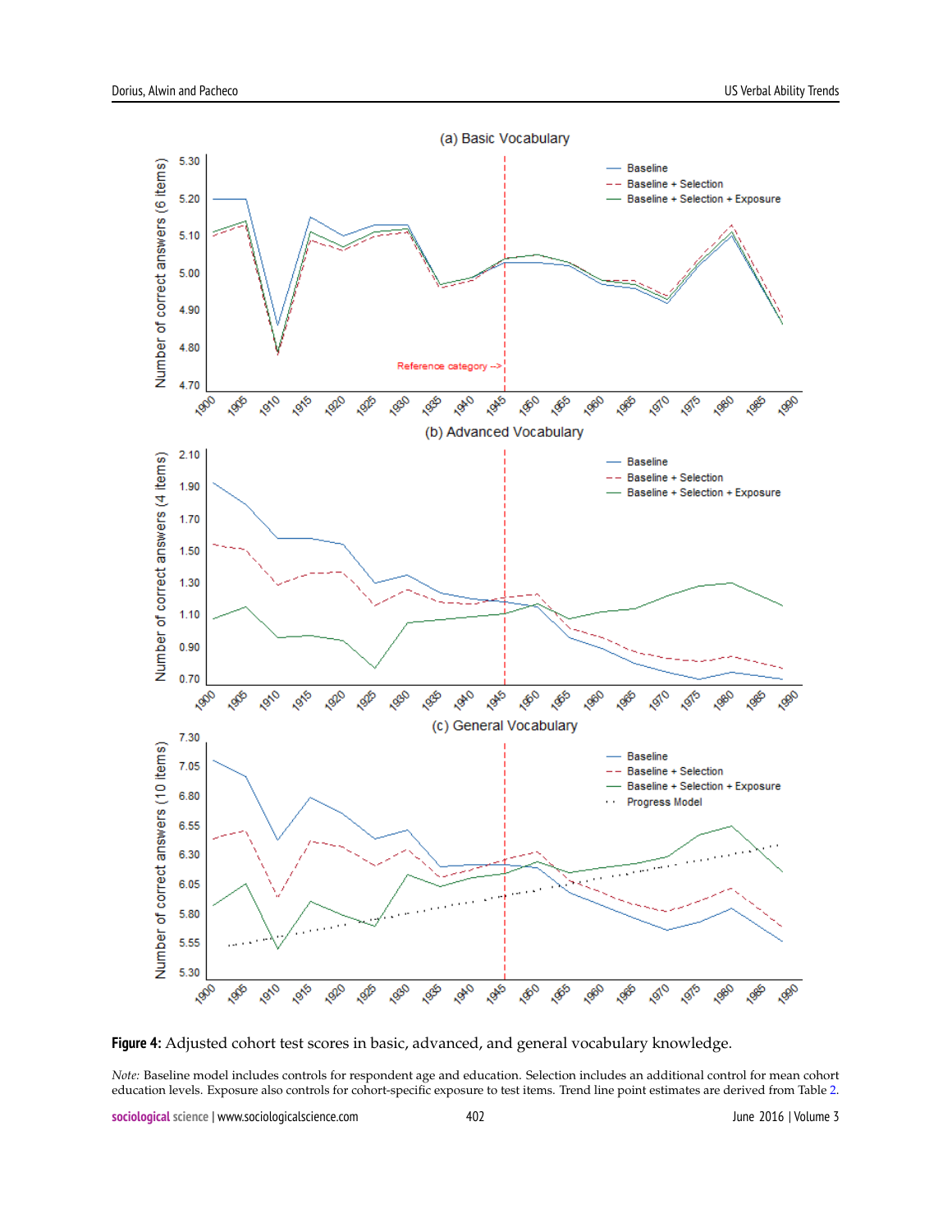**Figure 4:** Adjusted cohort test scores in basic, advanced, and general vocabulary knowledge.

*Note:* Baseline model includes controls for respondent age and education. Selection includes an additional control for mean cohort education levels. Exposure also controls for cohort-specific exposure to test items. Trend line point estimates are derived from Table 2.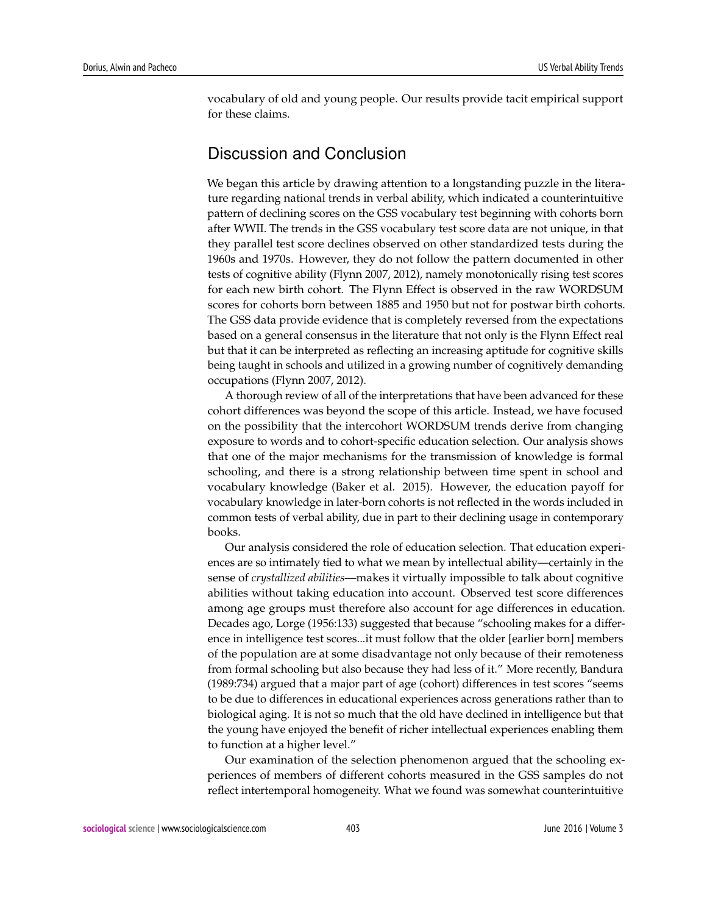vocabulary of old and young people. Our results provide tacit empirical support for these claims.

## Discussion and Conclusion

We began this article by drawing attention to a longstanding puzzle in the literature regarding national trends in verbal ability, which indicated a counterintuitive pattern of declining scores on the GSS vocabulary test beginning with cohorts born after WWII. The trends in the GSS vocabulary test score data are not unique, in that they parallel test score declines observed on other standardized tests during the 1960s and 1970s. However, they do not follow the pattern documented in other tests of cognitive ability (Flynn 2007, 2012), namely monotonically rising test scores for each new birth cohort. The Flynn Effect is observed in the raw WORDSUM scores for cohorts born between 1885 and 1950 but not for postwar birth cohorts. The GSS data provide evidence that is completely reversed from the expectations based on a general consensus in the literature that not only is the Flynn Effect real but that it can be interpreted as reflecting an increasing aptitude for cognitive skills being taught in schools and utilized in a growing number of cognitively demanding occupations (Flynn 2007, 2012).

A thorough review of all of the interpretations that have been advanced for these cohort differences was beyond the scope of this article. Instead, we have focused on the possibility that the intercohort WORDSUM trends derive from changing exposure to words and to cohort-specific education selection. Our analysis shows that one of the major mechanisms for the transmission of knowledge is formal schooling, and there is a strong relationship between time spent in school and vocabulary knowledge (Baker et al. 2015). However, the education payoff for vocabulary knowledge in later-born cohorts is not reflected in the words included in common tests of verbal ability, due in part to their declining usage in contemporary books.

Our analysis considered the role of education selection. That education experiences are so intimately tied to what we mean by intellectual ability—certainly in the sense of *crystallized abilities*—makes it virtually impossible to talk about cognitive abilities without taking education into account. Observed test score differences among age groups must therefore also account for age differences in education. Decades ago, Lorge (1956:133) suggested that because "schooling makes for a difference in intelligence test scores...it must follow that the older [earlier born] members of the population are at some disadvantage not only because of their remoteness from formal schooling but also because they had less of it." More recently, Bandura (1989:734) argued that a major part of age (cohort) differences in test scores "seems to be due to differences in educational experiences across generations rather than to biological aging. It is not so much that the old have declined in intelligence but that the young have enjoyed the benefit of richer intellectual experiences enabling them to function at a higher level."

Our examination of the selection phenomenon argued that the schooling experiences of members of different cohorts measured in the GSS samples do not reflect intertemporal homogeneity. What we found was somewhat counterintuitive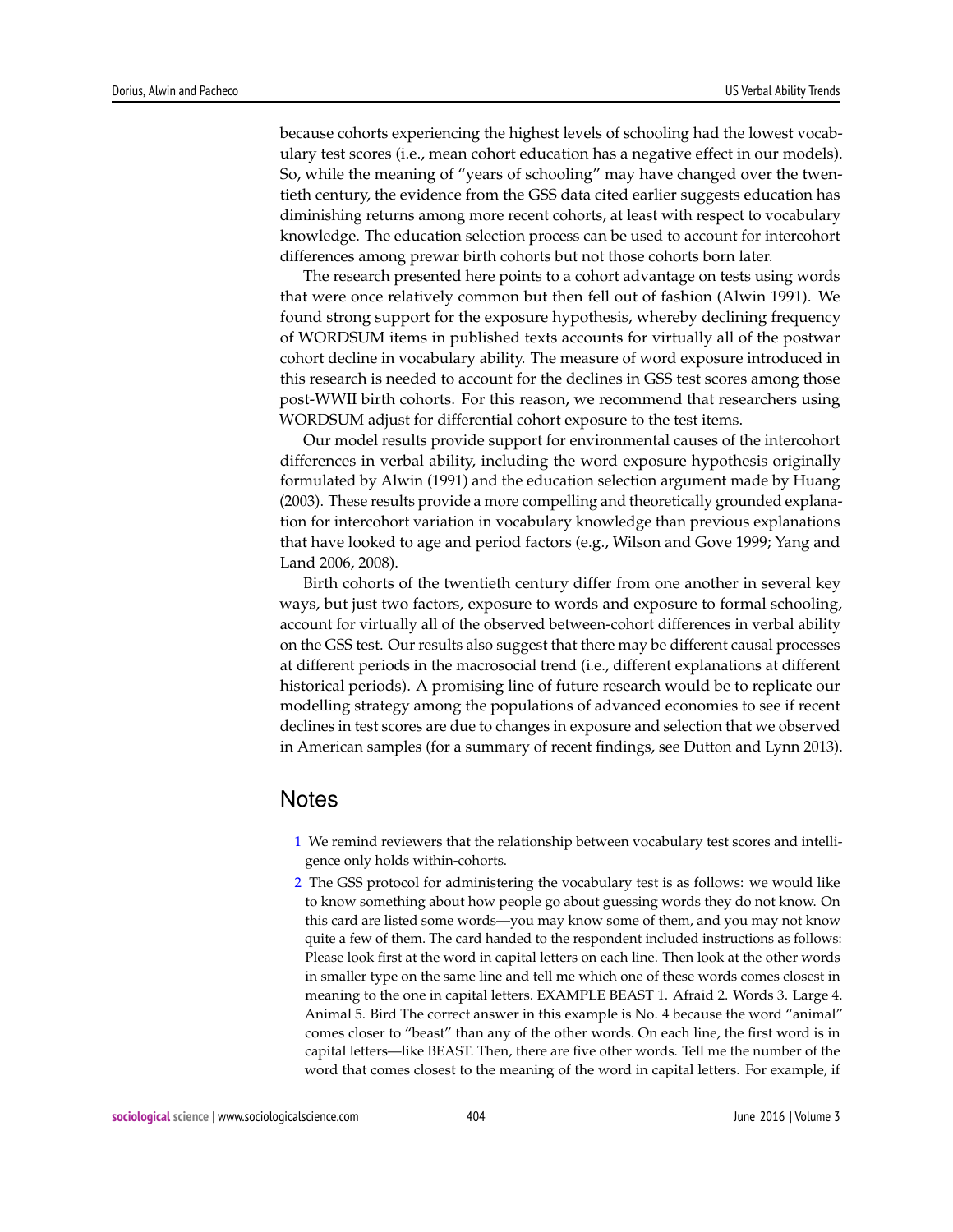because cohorts experiencing the highest levels of schooling had the lowest vocabulary test scores (i.e., mean cohort education has a negative effect in our models). So, while the meaning of "years of schooling" may have changed over the twentieth century, the evidence from the GSS data cited earlier suggests education has diminishing returns among more recent cohorts, at least with respect to vocabulary knowledge. The education selection process can be used to account for intercohort differences among prewar birth cohorts but not those cohorts born later.

The research presented here points to a cohort advantage on tests using words that were once relatively common but then fell out of fashion (Alwin 1991). We found strong support for the exposure hypothesis, whereby declining frequency of WORDSUM items in published texts accounts for virtually all of the postwar cohort decline in vocabulary ability. The measure of word exposure introduced in this research is needed to account for the declines in GSS test scores among those post-WWII birth cohorts. For this reason, we recommend that researchers using WORDSUM adjust for differential cohort exposure to the test items.

Our model results provide support for environmental causes of the intercohort differences in verbal ability, including the word exposure hypothesis originally formulated by Alwin (1991) and the education selection argument made by Huang (2003). These results provide a more compelling and theoretically grounded explanation for intercohort variation in vocabulary knowledge than previous explanations that have looked to age and period factors (e.g., Wilson and Gove 1999; Yang and Land 2006, 2008).

Birth cohorts of the twentieth century differ from one another in several key ways, but just two factors, exposure to words and exposure to formal schooling, account for virtually all of the observed between-cohort differences in verbal ability on the GSS test. Our results also suggest that there may be different causal processes at different periods in the macrosocial trend (i.e., different explanations at different historical periods). A promising line of future research would be to replicate our modelling strategy among the populations of advanced economies to see if recent declines in test scores are due to changes in exposure and selection that we observed in American samples (for a summary of recent findings, see Dutton and Lynn 2013).

## Notes

1 We remind reviewers that the relationship between vocabulary test scores and intelligence only holds within-cohorts.

2 The GSS protocol for administering the vocabulary test is as follows: we would like to know something about how people go about guessing words they do not know. On this card are listed some words—you may know some of them, and you may not know quite a few of them. The card handed to the respondent included instructions as follows: Please look first at the word in capital letters on each line. Then look at the other words in smaller type on the same line and tell me which one of these words comes closest in meaning to the one in capital letters. EXAMPLE BEAST 1. Afraid 2. Words 3. Large 4. Animal 5. Bird The correct answer in this example is No. 4 because the word "animal" comes closer to "beast" than any of the other words. On each line, the first word is in capital letters—like BEAST. Then, there are five other words. Tell me the number of the word that comes closest to the meaning of the word in capital letters. For example, if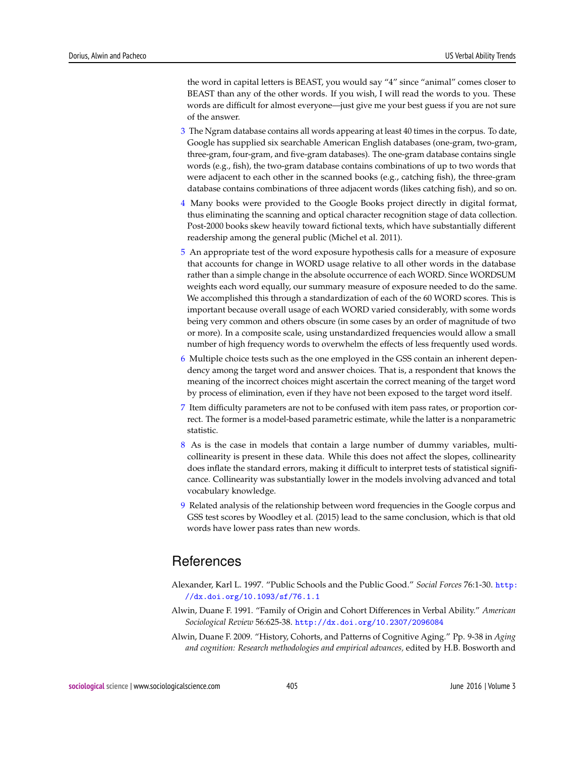the word in capital letters is BEAST, you would say "4" since "animal" comes closer to BEAST than any of the other words. If you wish, I will read the words to you. These words are difficult for almost everyone—just give me your best guess if you are not sure of the answer.

3 The Ngram database contains all words appearing at least 40 times in the corpus. To date, Google has supplied six searchable American English databases (one-gram, two-gram, three-gram, four-gram, and five-gram databases). The one-gram database contains single words (e.g., fish), the two-gram database contains combinations of up to two words that were adjacent to each other in the scanned books (e.g., catching fish), the three-gram database contains combinations of three adjacent words (likes catching fish), and so on.

4 Many books were provided to the Google Books project directly in digital format, thus eliminating the scanning and optical character recognition stage of data collection. Post-2000 books skew heavily toward fictional texts, which have substantially different readership among the general public (Michel et al. 2011).

5 An appropriate test of the word exposure hypothesis calls for a measure of exposure that accounts for change in WORD usage relative to all other words in the database rather than a simple change in the absolute occurrence of each WORD. Since WORDSUM weights each word equally, our summary measure of exposure needed to do the same. We accomplished this through a standardization of each of the 60 WORD scores. This is important because overall usage of each WORD varied considerably, with some words being very common and others obscure (in some cases by an order of magnitude of two or more). In a composite scale, using unstandardized frequencies would allow a small number of high frequency words to overwhelm the effects of less frequently used words.

6 Multiple choice tests such as the one employed in the GSS contain an inherent dependency among the target word and answer choices. That is, a respondent that knows the meaning of the incorrect choices might ascertain the correct meaning of the target word by process of elimination, even if they have not been exposed to the target word itself.

7 Item difficulty parameters are not to be confused with item pass rates, or proportion correct. The former is a model-based parametric estimate, while the latter is a nonparametric statistic.

8 As is the case in models that contain a large number of dummy variables, multicollinearity is present in these data. While this does not affect the slopes, collinearity does inflate the standard errors, making it difficult to interpret tests of statistical significance. Collinearity was substantially lower in the models involving advanced and total vocabulary knowledge.

9 Related analysis of the relationship between word frequencies in the Google corpus and GSS test scores by Woodley et al. (2015) lead to the same conclusion, which is that old words have lower pass rates than new words.

# References

Alexander, Karl L. 1997. "Public Schools and the Public Good." *Social Forces* 76:1-30. http://dx.doi.org/10.1093/sf/76.1.1

Alwin, Duane F. 1991. "Family of Origin and Cohort Differences in Verbal Ability." *American Sociological Review* 56:625-38. http://dx.doi.org/10.2307/2096084

Alwin, Duane F. 2009. "History, Cohorts, and Patterns of Cognitive Aging." Pp. 9-38 in *Aging and cognition: Research methodologies and empirical advances,* edited by H.B. Bosworth and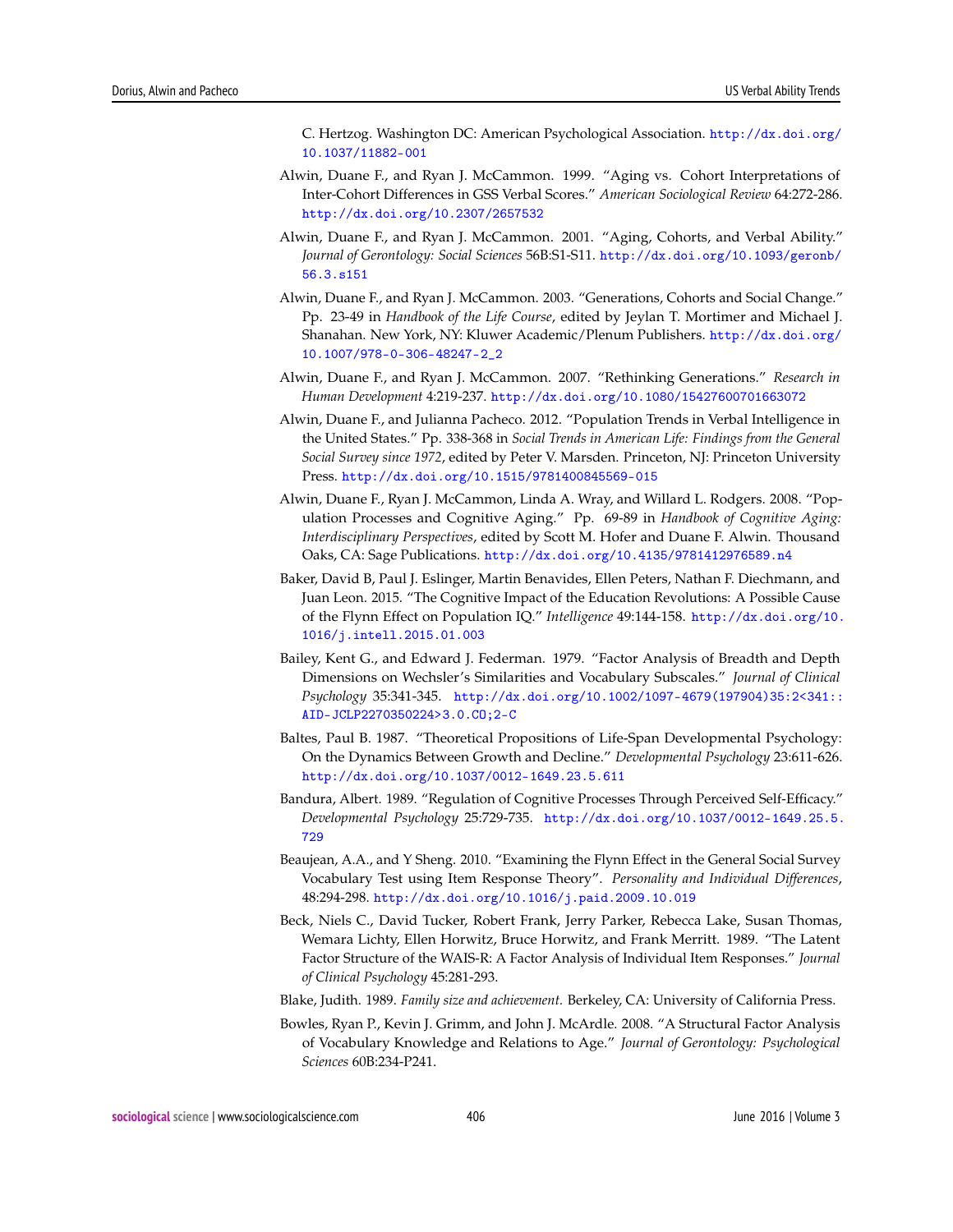C. Hertzog. Washington DC: American Psychological Association. http://dx.doi.org/10.1037/11882-001

Alwin, Duane F., and Ryan J. McCammon. 1999. "Aging vs. Cohort Interpretations of Inter-Cohort Differences in GSS Verbal Scores." *American Sociological Review* 64:272-286. http://dx.doi.org/10.2307/2657532

Alwin, Duane F., and Ryan J. McCammon. 2001. "Aging, Cohorts, and Verbal Ability." *Journal of Gerontology: Social Sciences* 56B:S1-S11. http://dx.doi.org/10.1093/geronb/56.3.s151

Alwin, Duane F., and Ryan J. McCammon. 2003. "Generations, Cohorts and Social Change." Pp. 23-49 in *Handbook of the Life Course*, edited by Jeylan T. Mortimer and Michael J. Shanahan. New York, NY: Kluwer Academic/Plenum Publishers. http://dx.doi.org/10.1007/978-0-306-48247-2_2

Alwin, Duane F., and Ryan J. McCammon. 2007. "Rethinking Generations." *Research in Human Development* 4:219-237. http://dx.doi.org/10.1080/15427600701663072

Alwin, Duane F., and Julianna Pacheco. 2012. "Population Trends in Verbal Intelligence in the United States." Pp. 338-368 in *Social Trends in American Life: Findings from the General Social Survey since 1972*, edited by Peter V. Marsden. Princeton, NJ: Princeton University Press. http://dx.doi.org/10.1515/9781400845569-015

Alwin, Duane F., Ryan J. McCammon, Linda A. Wray, and Willard L. Rodgers. 2008. "Population Processes and Cognitive Aging." Pp. 69-89 in *Handbook of Cognitive Aging: Interdisciplinary Perspectives*, edited by Scott M. Hofer and Duane F. Alwin. Thousand Oaks, CA: Sage Publications. http://dx.doi.org/10.4135/9781412976589.n4

Baker, David B, Paul J. Eslinger, Martin Benavides, Ellen Peters, Nathan F. Diechmann, and Juan Leon. 2015. "The Cognitive Impact of the Education Revolutions: A Possible Cause of the Flynn Effect on Population IQ." *Intelligence* 49:144-158. http://dx.doi.org/10.1016/j.intell.2015.01.003

Bailey, Kent G., and Edward J. Federman. 1979. "Factor Analysis of Breadth and Depth Dimensions on Wechsler's Similarities and Vocabulary Subscales." *Journal of Clinical Psychology* 35:341-345. http://dx.doi.org/10.1002/1097-4679(197904)35:2<341::AID-JCLP2270350224>3.0.CO;2-C

Baltes, Paul B. 1987. "Theoretical Propositions of Life-Span Developmental Psychology: On the Dynamics Between Growth and Decline." *Developmental Psychology* 23:611-626. http://dx.doi.org/10.1037/0012-1649.23.5.611

Bandura, Albert. 1989. "Regulation of Cognitive Processes Through Perceived Self-Efficacy." *Developmental Psychology* 25:729-735. http://dx.doi.org/10.1037/0012-1649.25.5.729

Beaujean, A.A., and Y Sheng. 2010. "Examining the Flynn Effect in the General Social Survey Vocabulary Test using Item Response Theory". *Personality and Individual Differences*, 48:294-298. http://dx.doi.org/10.1016/j.paid.2009.10.019

Beck, Niels C., David Tucker, Robert Frank, Jerry Parker, Rebecca Lake, Susan Thomas, Wemara Lichty, Ellen Horwitz, Bruce Horwitz, and Frank Merritt. 1989. "The Latent Factor Structure of the WAIS-R: A Factor Analysis of Individual Item Responses." *Journal of Clinical Psychology* 45:281-293.

Blake, Judith. 1989. *Family size and achievement.* Berkeley, CA: University of California Press.

Bowles, Ryan P., Kevin J. Grimm, and John J. McArdle. 2008. "A Structural Factor Analysis of Vocabulary Knowledge and Relations to Age." *Journal of Gerontology: Psychological Sciences* 60B:234-P241.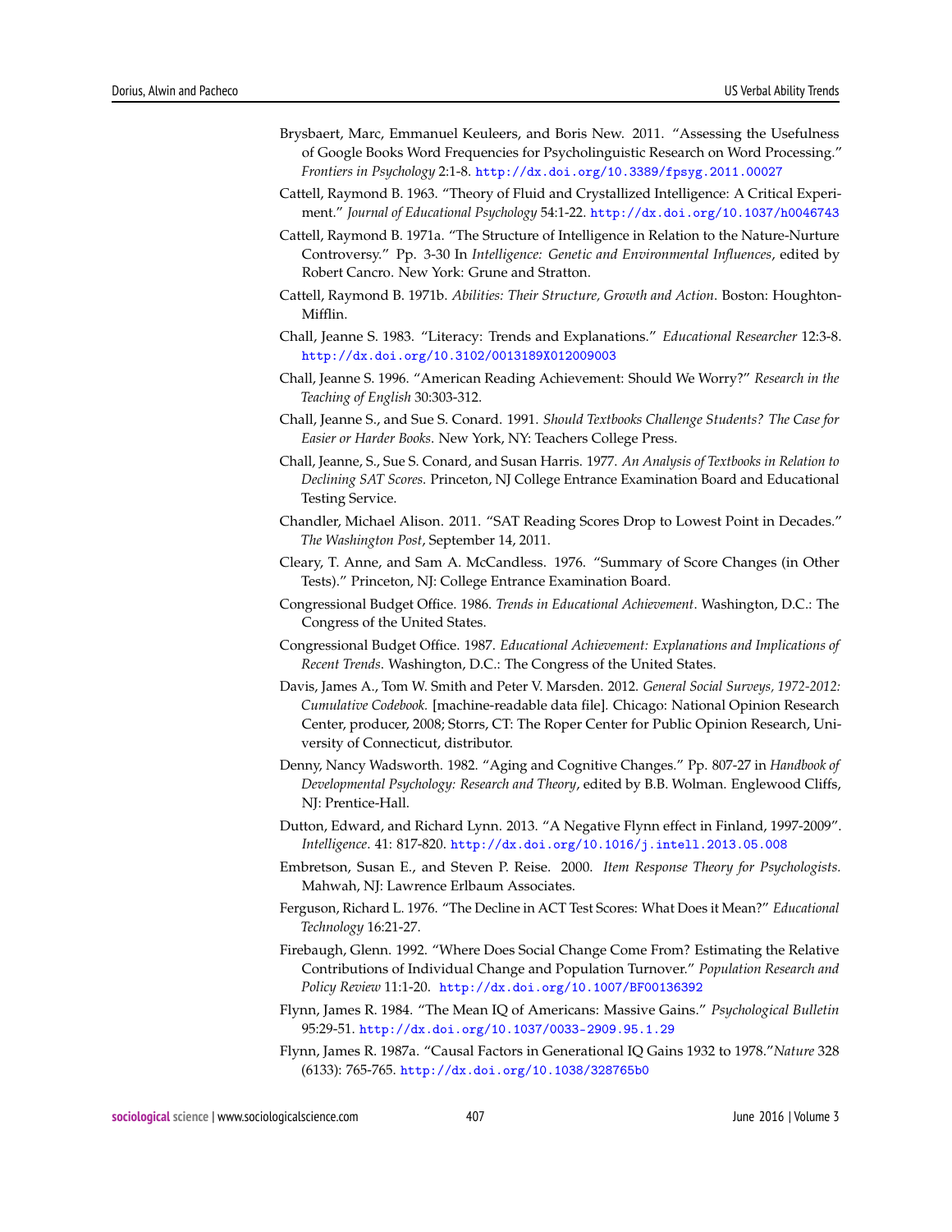Brysbaert, Marc, Emmanuel Keuleers, and Boris New. 2011. "Assessing the Usefulness of Google Books Word Frequencies for Psycholinguistic Research on Word Processing." *Frontiers in Psychology* 2:1-8. http://dx.doi.org/10.3389/fpsyg.2011.00027

Cattell, Raymond B. 1963. "Theory of Fluid and Crystallized Intelligence: A Critical Experiment." *Journal of Educational Psychology* 54:1-22. http://dx.doi.org/10.1037/h0046743

Cattell, Raymond B. 1971a. "The Structure of Intelligence in Relation to the Nature-Nurture Controversy." Pp. 3-30 In *Intelligence: Genetic and Environmental Influences*, edited by Robert Cancro. New York: Grune and Stratton.

Cattell, Raymond B. 1971b. *Abilities: Their Structure, Growth and Action*. Boston: Houghton-Mifflin.

Chall, Jeanne S. 1983. "Literacy: Trends and Explanations." *Educational Researcher* 12:3-8. http://dx.doi.org/10.3102/0013189X012009003

Chall, Jeanne S. 1996. "American Reading Achievement: Should We Worry?" *Research in the Teaching of English* 30:303-312.

Chall, Jeanne S., and Sue S. Conard. 1991. *Should Textbooks Challenge Students? The Case for Easier or Harder Books*. New York, NY: Teachers College Press.

Chall, Jeanne, S., Sue S. Conard, and Susan Harris. 1977. *An Analysis of Textbooks in Relation to Declining SAT Scores*. Princeton, NJ College Entrance Examination Board and Educational Testing Service.

Chandler, Michael Alison. 2011. "SAT Reading Scores Drop to Lowest Point in Decades." *The Washington Post*, September 14, 2011.

Cleary, T. Anne, and Sam A. McCandless. 1976. "Summary of Score Changes (in Other Tests)." Princeton, NJ: College Entrance Examination Board.

Congressional Budget Office. 1986. *Trends in Educational Achievement*. Washington, D.C.: The Congress of the United States.

Congressional Budget Office. 1987. *Educational Achievement: Explanations and Implications of Recent Trends*. Washington, D.C.: The Congress of the United States.

Davis, James A., Tom W. Smith and Peter V. Marsden. 2012. *General Social Surveys, 1972-2012: Cumulative Codebook*. [machine-readable data file]. Chicago: National Opinion Research Center, producer, 2008; Storrs, CT: The Roper Center for Public Opinion Research, University of Connecticut, distributor.

Denny, Nancy Wadsworth. 1982. "Aging and Cognitive Changes." Pp. 807-27 in *Handbook of Developmental Psychology: Research and Theory*, edited by B.B. Wolman. Englewood Cliffs, NJ: Prentice-Hall.

Dutton, Edward, and Richard Lynn. 2013. "A Negative Flynn effect in Finland, 1997-2009". *Intelligence*. 41: 817-820. http://dx.doi.org/10.1016/j.intell.2013.05.008

Embretson, Susan E., and Steven P. Reise. 2000. *Item Response Theory for Psychologists*. Mahwah, NJ: Lawrence Erlbaum Associates.

Ferguson, Richard L. 1976. "The Decline in ACT Test Scores: What Does it Mean?" *Educational Technology* 16:21-27.

Firebaugh, Glenn. 1992. "Where Does Social Change Come From? Estimating the Relative Contributions of Individual Change and Population Turnover." *Population Research and Policy Review* 11:1-20. http://dx.doi.org/10.1007/BF00136392

Flynn, James R. 1984. "The Mean IQ of Americans: Massive Gains." *Psychological Bulletin* 95:29-51. http://dx.doi.org/10.1037/0033-2909.95.1.29

Flynn, James R. 1987a. "Causal Factors in Generational IQ Gains 1932 to 1978."*Nature* 328 (6133): 765-765. http://dx.doi.org/10.1038/328765b0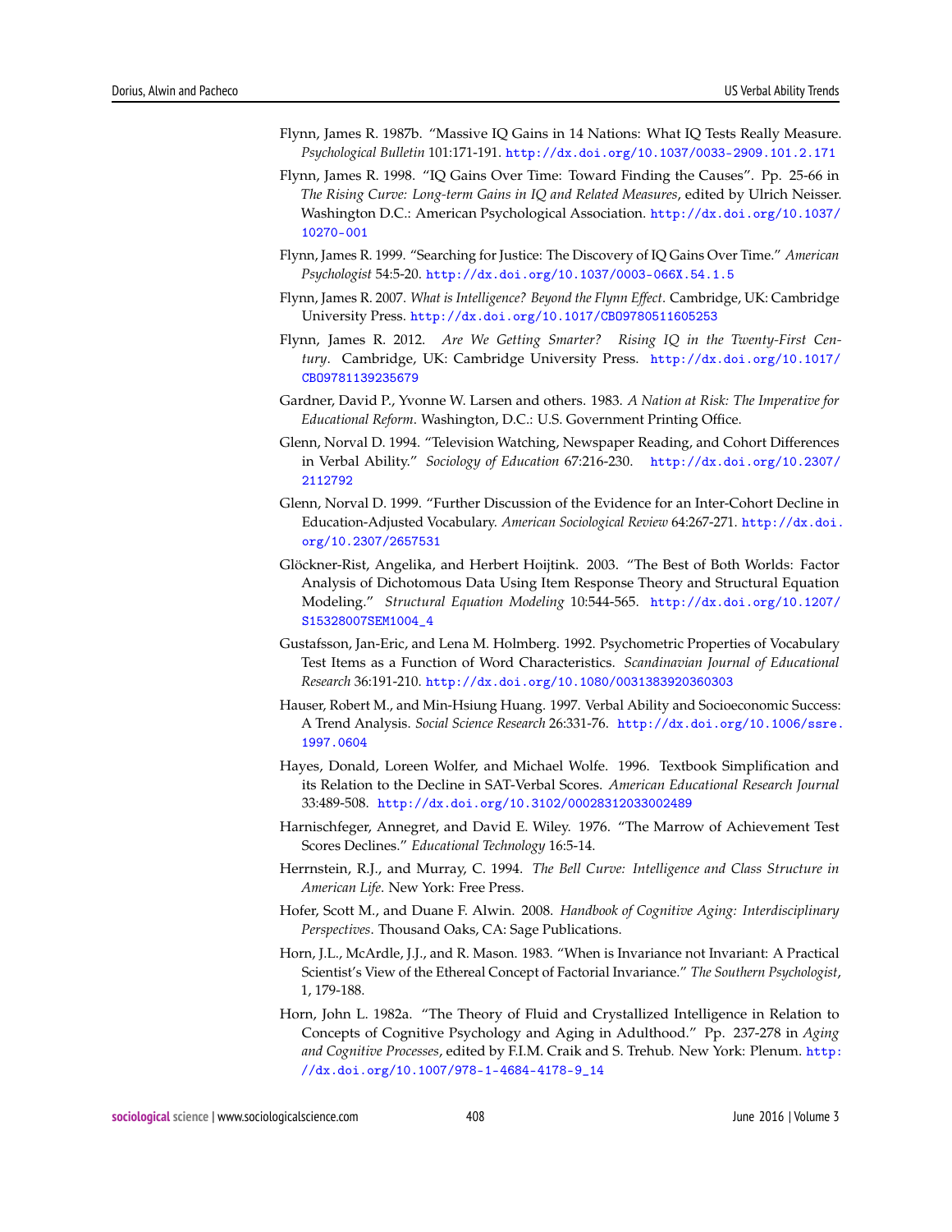Flynn, James R. 1987b. "Massive IQ Gains in 14 Nations: What IQ Tests Really Measure. *Psychological Bulletin* 101:171-191. http://dx.doi.org/10.1037/0033-2909.101.2.171

Flynn, James R. 1998. "IQ Gains Over Time: Toward Finding the Causes". Pp. 25-66 in *The Rising Curve: Long-term Gains in IQ and Related Measures*, edited by Ulrich Neisser. Washington D.C.: American Psychological Association. http://dx.doi.org/10.1037/10270-001

Flynn, James R. 1999. "Searching for Justice: The Discovery of IQ Gains Over Time." *American Psychologist* 54:5-20. http://dx.doi.org/10.1037/0003-066X.54.1.5

Flynn, James R. 2007. *What is Intelligence? Beyond the Flynn Effect*. Cambridge, UK: Cambridge University Press. http://dx.doi.org/10.1017/CBO9780511605253

Flynn, James R. 2012. *Are We Getting Smarter? Rising IQ in the Twenty-First Century*. Cambridge, UK: Cambridge University Press. http://dx.doi.org/10.1017/CBO9781139235679

Gardner, David P., Yvonne W. Larsen and others. 1983. *A Nation at Risk: The Imperative for Educational Reform*. Washington, D.C.: U.S. Government Printing Office.

Glenn, Norval D. 1994. "Television Watching, Newspaper Reading, and Cohort Differences in Verbal Ability." *Sociology of Education* 67:216-230. http://dx.doi.org/10.2307/2112792

Glenn, Norval D. 1999. "Further Discussion of the Evidence for an Inter-Cohort Decline in Education-Adjusted Vocabulary. *American Sociological Review* 64:267-271. http://dx.doi.org/10.2307/2657531

Glöckner-Rist, Angelika, and Herbert Hoijtink. 2003. "The Best of Both Worlds: Factor Analysis of Dichotomous Data Using Item Response Theory and Structural Equation Modeling." *Structural Equation Modeling* 10:544-565. http://dx.doi.org/10.1207/S15328007SEM1004_4

Gustafsson, Jan-Eric, and Lena M. Holmberg. 1992. Psychometric Properties of Vocabulary Test Items as a Function of Word Characteristics. *Scandinavian Journal of Educational Research* 36:191-210. http://dx.doi.org/10.1080/0031383920360303

Hauser, Robert M., and Min-Hsiung Huang. 1997. Verbal Ability and Socioeconomic Success: A Trend Analysis. *Social Science Research* 26:331-76. http://dx.doi.org/10.1006/ssre.1997.0604

Hayes, Donald, Loreen Wolfer, and Michael Wolfe. 1996. Textbook Simplification and its Relation to the Decline in SAT-Verbal Scores. *American Educational Research Journal* 33:489-508. http://dx.doi.org/10.3102/00028312033002489

Harnischfeger, Annegret, and David E. Wiley. 1976. "The Marrow of Achievement Test Scores Declines." *Educational Technology* 16:5-14.

Herrnstein, R.J., and Murray, C. 1994. *The Bell Curve: Intelligence and Class Structure in American Life*. New York: Free Press.

Hofer, Scott M., and Duane F. Alwin. 2008. *Handbook of Cognitive Aging: Interdisciplinary Perspectives*. Thousand Oaks, CA: Sage Publications.

Horn, J.L., McArdle, J.J., and R. Mason. 1983. "When is Invariance not Invariant: A Practical Scientist's View of the Ethereal Concept of Factorial Invariance." *The Southern Psychologist*, 1, 179-188.

Horn, John L. 1982a. "The Theory of Fluid and Crystallized Intelligence in Relation to Concepts of Cognitive Psychology and Aging in Adulthood." Pp. 237-278 in *Aging and Cognitive Processes*, edited by F.I.M. Craik and S. Trehub. New York: Plenum. http://dx.doi.org/10.1007/978-1-4684-4178-9_14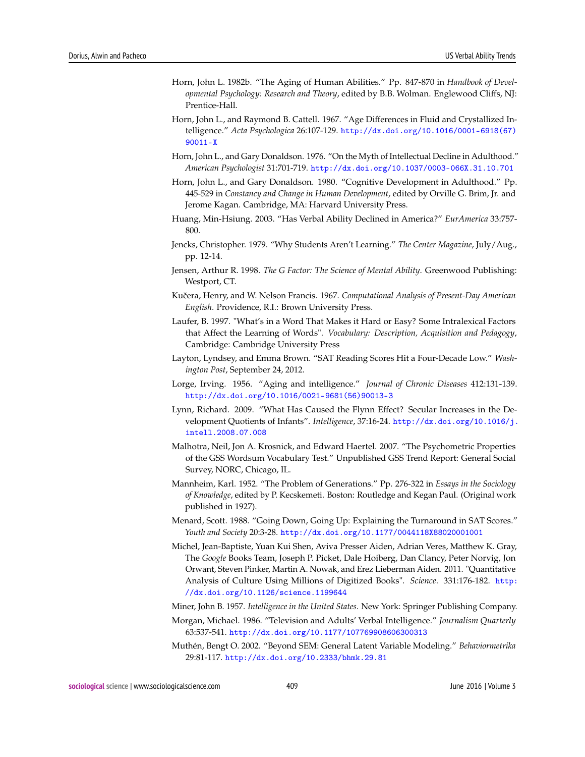Horn, John L. 1982b. "The Aging of Human Abilities." Pp. 847-870 in *Handbook of Developmental Psychology: Research and Theory*, edited by B.B. Wolman. Englewood Cliffs, NJ: Prentice-Hall.

Horn, John L., and Raymond B. Cattell. 1967. "Age Differences in Fluid and Crystallized Intelligence." *Acta Psychologica* 26:107-129. http://dx.doi.org/10.1016/0001-6918(67)90011-X

Horn, John L., and Gary Donaldson. 1976. "On the Myth of Intellectual Decline in Adulthood." *American Psychologist* 31:701-719. http://dx.doi.org/10.1037/0003-066X.31.10.701

Horn, John L., and Gary Donaldson. 1980. "Cognitive Development in Adulthood." Pp. 445-529 in *Constancy and Change in Human Development*, edited by Orville G. Brim, Jr. and Jerome Kagan. Cambridge, MA: Harvard University Press.

Huang, Min-Hsiung. 2003. "Has Verbal Ability Declined in America?" *EurAmerica* 33:757-800.

Jencks, Christopher. 1979. "Why Students Aren't Learning." *The Center Magazine*, July/Aug., pp. 12-14.

Jensen, Arthur R. 1998. *The G Factor: The Science of Mental Ability.* Greenwood Publishing: Westport, CT.

Kučera, Henry, and W. Nelson Francis. 1967. *Computational Analysis of Present-Day American English.* Providence, R.I.: Brown University Press.

Laufer, B. 1997. "What's in a Word That Makes it Hard or Easy? Some Intralexical Factors that Affect the Learning of Words". *Vocabulary: Description, Acquisition and Pedagogy*, Cambridge: Cambridge University Press

Layton, Lyndsey, and Emma Brown. "SAT Reading Scores Hit a Four-Decade Low." *Washington Post*, September 24, 2012.

Lorge, Irving. 1956. "Aging and intelligence." *Journal of Chronic Diseases* 412:131-139. http://dx.doi.org/10.1016/0021-9681(56)90013-3

Lynn, Richard. 2009. "What Has Caused the Flynn Effect? Secular Increases in the Development Quotients of Infants". *Intelligence*, 37:16-24. http://dx.doi.org/10.1016/j.intell.2008.07.008

Malhotra, Neil, Jon A. Krosnick, and Edward Haertel. 2007. "The Psychometric Properties of the GSS Wordsum Vocabulary Test." Unpublished GSS Trend Report: General Social Survey, NORC, Chicago, IL.

Mannheim, Karl. 1952. "The Problem of Generations." Pp. 276-322 in *Essays in the Sociology of Knowledge*, edited by P. Kecskemeti. Boston: Routledge and Kegan Paul. (Original work published in 1927).

Menard, Scott. 1988. "Going Down, Going Up: Explaining the Turnaround in SAT Scores." *Youth and Society* 20:3-28. http://dx.doi.org/10.1177/0044118X88020001001

Michel, Jean-Baptiste, Yuan Kui Shen, Aviva Presser Aiden, Adrian Veres, Matthew K. Gray, The *Google* Books Team, Joseph P. Picket, Dale Hoiberg, Dan Clancy, Peter Norvig, Jon Orwant, Steven Pinker, Martin A. Nowak, and Erez Lieberman Aiden. 2011. "Quantitative Analysis of Culture Using Millions of Digitized Books". *Science*. 331:176-182. http://dx.doi.org/10.1126/science.1199644

Miner, John B. 1957. *Intelligence in the United States*. New York: Springer Publishing Company.

Morgan, Michael. 1986. "Television and Adults' Verbal Intelligence." *Journalism Quarterly* 63:537-541. http://dx.doi.org/10.1177/107769908606300313

Muthén, Bengt O. 2002. "Beyond SEM: General Latent Variable Modeling." *Behaviormetrika* 29:81-117. http://dx.doi.org/10.2333/bhmk.29.81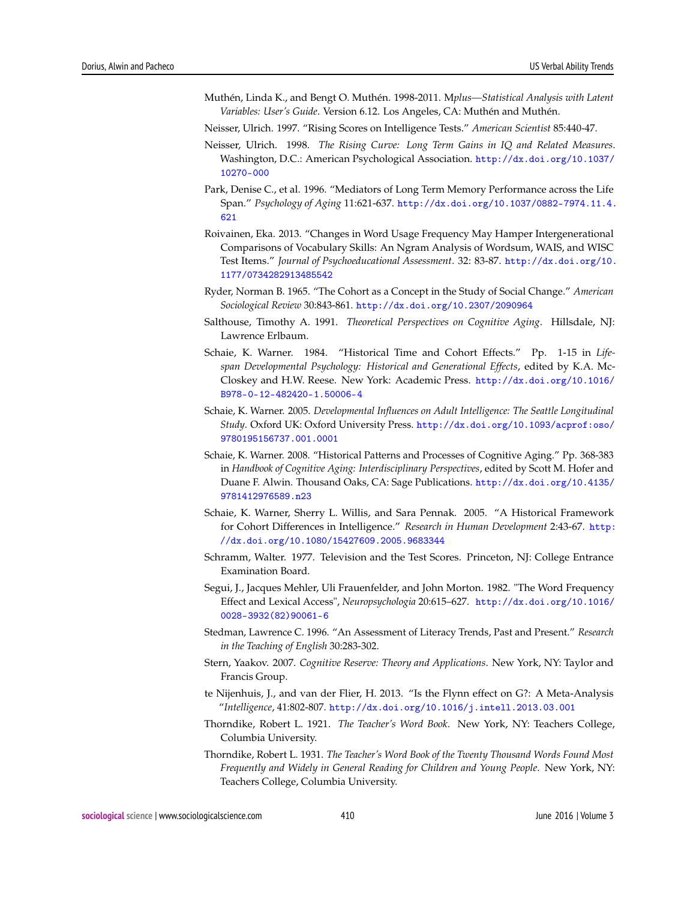Muthén, Linda K., and Bengt O. Muthén. 1998-2011. M*plus—Statistical Analysis with Latent Variables: User's Guide*. Version 6.12. Los Angeles, CA: Muthén and Muthén.

Neisser, Ulrich. 1997. "Rising Scores on Intelligence Tests." *American Scientist* 85:440-47.

Neisser, Ulrich. 1998. *The Rising Curve: Long Term Gains in IQ and Related Measures*. Washington, D.C.: American Psychological Association. http://dx.doi.org/10.1037/10270-000

Park, Denise C., et al. 1996. "Mediators of Long Term Memory Performance across the Life Span." *Psychology of Aging* 11:621-637. http://dx.doi.org/10.1037/0882-7974.11.4.621

Roivainen, Eka. 2013. "Changes in Word Usage Frequency May Hamper Intergenerational Comparisons of Vocabulary Skills: An Ngram Analysis of Wordsum, WAIS, and WISC Test Items." *Journal of Psychoeducational Assessment*. 32: 83-87. http://dx.doi.org/10.1177/0734282913485542

Ryder, Norman B. 1965. "The Cohort as a Concept in the Study of Social Change." *American Sociological Review* 30:843-861. http://dx.doi.org/10.2307/2090964

Salthouse, Timothy A. 1991. *Theoretical Perspectives on Cognitive Aging*. Hillsdale, NJ: Lawrence Erlbaum.

Schaie, K. Warner. 1984. "Historical Time and Cohort Effects." Pp. 1-15 in *Life-span Developmental Psychology: Historical and Generational Effects*, edited by K.A. McCloskey and H.W. Reese. New York: Academic Press. http://dx.doi.org/10.1016/B978-0-12-482420-1.50006-4

Schaie, K. Warner. 2005. *Developmental Influences on Adult Intelligence: The Seattle Longitudinal Study*. Oxford UK: Oxford University Press. http://dx.doi.org/10.1093/acprof:oso/9780195156737.001.0001

Schaie, K. Warner. 2008. "Historical Patterns and Processes of Cognitive Aging." Pp. 368-383 in *Handbook of Cognitive Aging: Interdisciplinary Perspectives*, edited by Scott M. Hofer and Duane F. Alwin. Thousand Oaks, CA: Sage Publications. http://dx.doi.org/10.4135/9781412976589.n23

Schaie, K. Warner, Sherry L. Willis, and Sara Pennak. 2005. "A Historical Framework for Cohort Differences in Intelligence." *Research in Human Development* 2:43-67. http://dx.doi.org/10.1080/15427609.2005.9683344

Schramm, Walter. 1977. Television and the Test Scores. Princeton, NJ: College Entrance Examination Board.

Segui, J., Jacques Mehler, Uli Frauenfelder, and John Morton. 1982. "The Word Frequency Effect and Lexical Access", *Neuropsychologia* 20:615–627. http://dx.doi.org/10.1016/0028-3932(82)90061-6

Stedman, Lawrence C. 1996. "An Assessment of Literacy Trends, Past and Present." *Research in the Teaching of English* 30:283-302.

Stern, Yaakov. 2007. *Cognitive Reserve: Theory and Applications*. New York, NY: Taylor and Francis Group.

te Nijenhuis, J., and van der Flier, H. 2013. "Is the Flynn effect on G?: A Meta-Analysis "*Intelligence*, 41:802-807. http://dx.doi.org/10.1016/j.intell.2013.03.001

Thorndike, Robert L. 1921. *The Teacher's Word Book*. New York, NY: Teachers College, Columbia University.

Thorndike, Robert L. 1931. *The Teacher's Word Book of the Twenty Thousand Words Found Most Frequently and Widely in General Reading for Children and Young People*. New York, NY: Teachers College, Columbia University.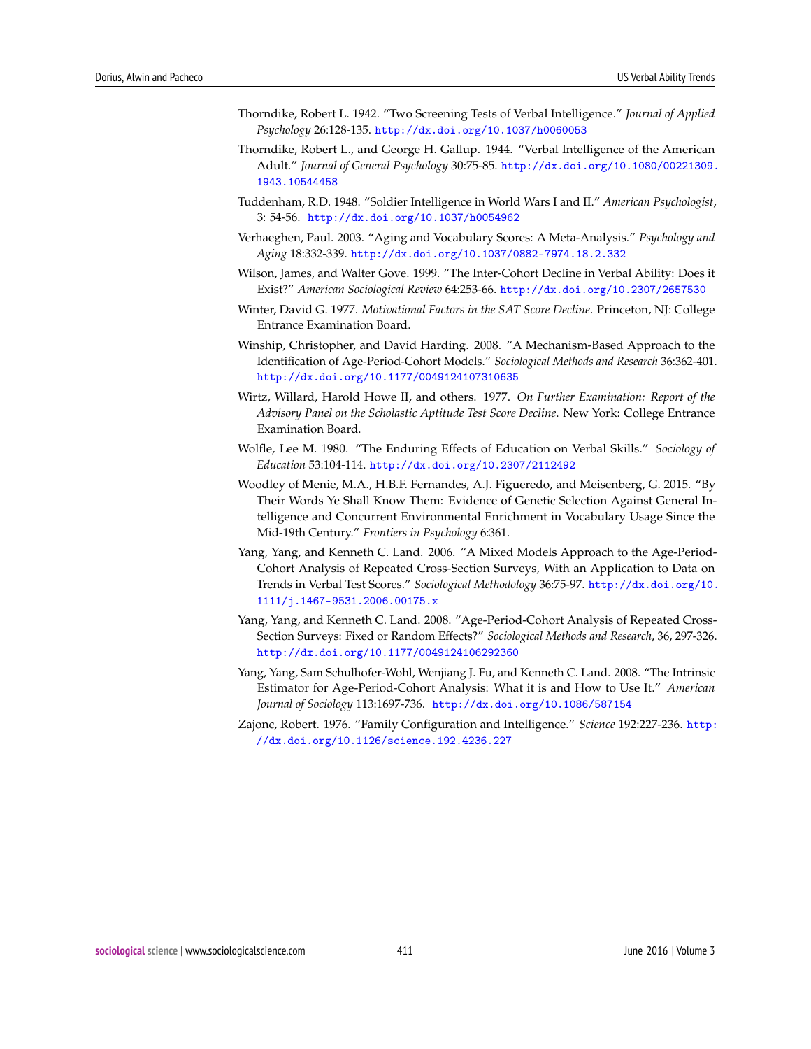Thorndike, Robert L. 1942. "Two Screening Tests of Verbal Intelligence." *Journal of Applied Psychology* 26:128-135. http://dx.doi.org/10.1037/h0060053

Thorndike, Robert L., and George H. Gallup. 1944. "Verbal Intelligence of the American Adult." *Journal of General Psychology* 30:75-85. http://dx.doi.org/10.1080/00221309.1943.10544458

Tuddenham, R.D. 1948. "Soldier Intelligence in World Wars I and II." *American Psychologist*, 3: 54-56. http://dx.doi.org/10.1037/h0054962

Verhaeghen, Paul. 2003. "Aging and Vocabulary Scores: A Meta-Analysis." *Psychology and Aging* 18:332-339. http://dx.doi.org/10.1037/0882-7974.18.2.332

Wilson, James, and Walter Gove. 1999. "The Inter-Cohort Decline in Verbal Ability: Does it Exist?" *American Sociological Review* 64:253-66. http://dx.doi.org/10.2307/2657530

Winter, David G. 1977. *Motivational Factors in the SAT Score Decline*. Princeton, NJ: College Entrance Examination Board.

Winship, Christopher, and David Harding. 2008. "A Mechanism-Based Approach to the Identification of Age-Period-Cohort Models." *Sociological Methods and Research* 36:362-401. http://dx.doi.org/10.1177/0049124107310635

Wirtz, Willard, Harold Howe II, and others. 1977. *On Further Examination: Report of the Advisory Panel on the Scholastic Aptitude Test Score Decline*. New York: College Entrance Examination Board.

Wolfle, Lee M. 1980. "The Enduring Effects of Education on Verbal Skills." *Sociology of Education* 53:104-114. http://dx.doi.org/10.2307/2112492

Woodley of Menie, M.A., H.B.F. Fernandes, A.J. Figueredo, and Meisenberg, G. 2015. "By Their Words Ye Shall Know Them: Evidence of Genetic Selection Against General Intelligence and Concurrent Environmental Enrichment in Vocabulary Usage Since the Mid-19th Century." *Frontiers in Psychology* 6:361.

Yang, Yang, and Kenneth C. Land. 2006. "A Mixed Models Approach to the Age-Period-Cohort Analysis of Repeated Cross-Section Surveys, With an Application to Data on Trends in Verbal Test Scores." *Sociological Methodology* 36:75-97. http://dx.doi.org/10.1111/j.1467-9531.2006.00175.x

Yang, Yang, and Kenneth C. Land. 2008. "Age-Period-Cohort Analysis of Repeated Cross-Section Surveys: Fixed or Random Effects?" *Sociological Methods and Research*, 36, 297-326. http://dx.doi.org/10.1177/0049124106292360

Yang, Yang, Sam Schulhofer-Wohl, Wenjiang J. Fu, and Kenneth C. Land. 2008. "The Intrinsic Estimator for Age-Period-Cohort Analysis: What it is and How to Use It." *American Journal of Sociology* 113:1697-736. http://dx.doi.org/10.1086/587154

Zajonc, Robert. 1976. "Family Configuration and Intelligence." *Science* 192:227-236. http://dx.doi.org/10.1126/science.192.4236.227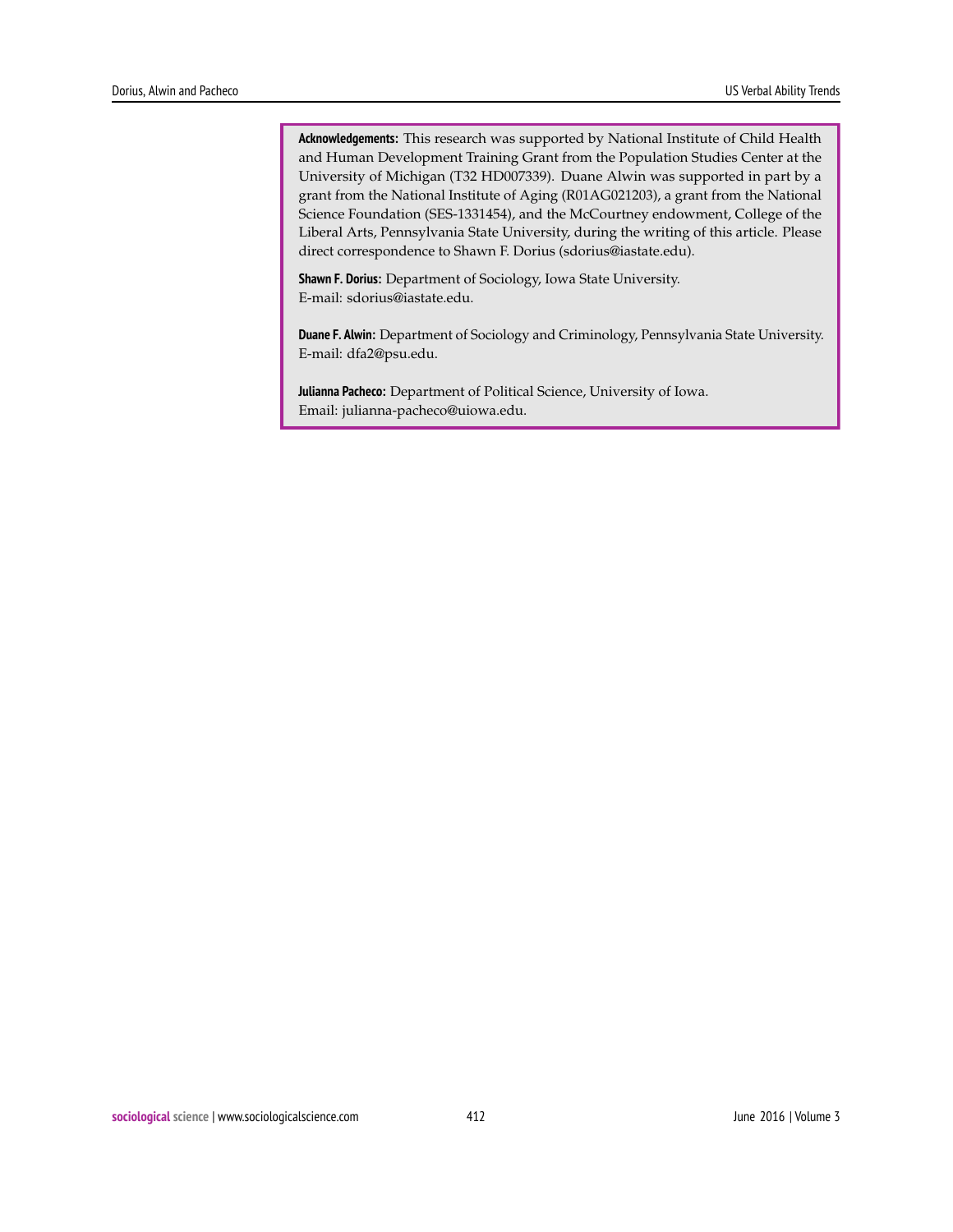**Acknowledgements:** This research was supported by National Institute of Child Health and Human Development Training Grant from the Population Studies Center at the University of Michigan (T32 HD007339). Duane Alwin was supported in part by a grant from the National Institute of Aging (R01AG021203), a grant from the National Science Foundation (SES-1331454), and the McCourtney endowment, College of the Liberal Arts, Pennsylvania State University, during the writing of this article. Please direct correspondence to Shawn F. Dorius (sdorius@iastate.edu).

**Shawn F. Dorius:** Department of Sociology, Iowa State University.
E-mail: sdorius@iastate.edu.

**Duane F. Alwin:** Department of Sociology and Criminology, Pennsylvania State University.
E-mail: dfa2@psu.edu.

**Julianna Pacheco:** Department of Political Science, University of Iowa.
Email: julianna-pacheco@uiowa.edu.